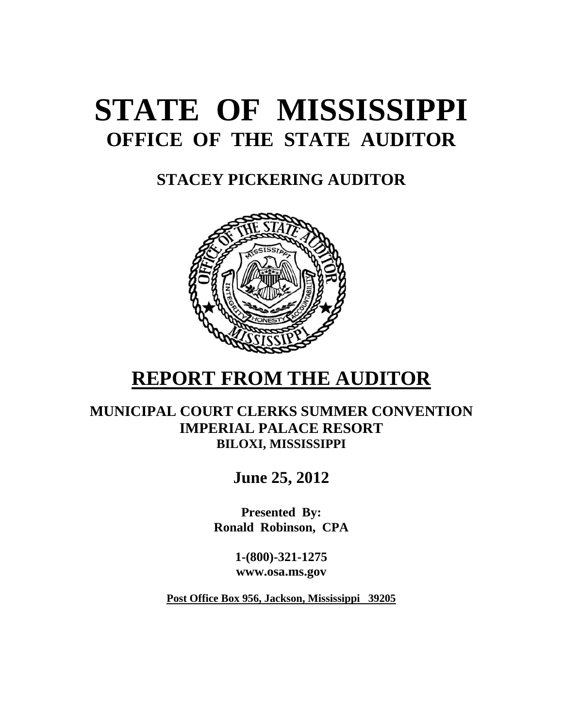# STATE OF MISSISSIPPI

## OFFICE OF THE STATE AUDITOR

### STACEY PICKERING AUDITOR

# REPORT FROM THE AUDITOR

**MUNICIPAL COURT CLERKS SUMMER CONVENTION**
**IMPERIAL PALACE RESORT**
**BILOXI, MISSISSIPPI**

**June 25, 2012**

**Presented By:**
**Ronald Robinson, CPA**

**1-(800)-321-1275**
**www.osa.ms.gov**

**Post Office Box 956, Jackson, Mississippi 39205**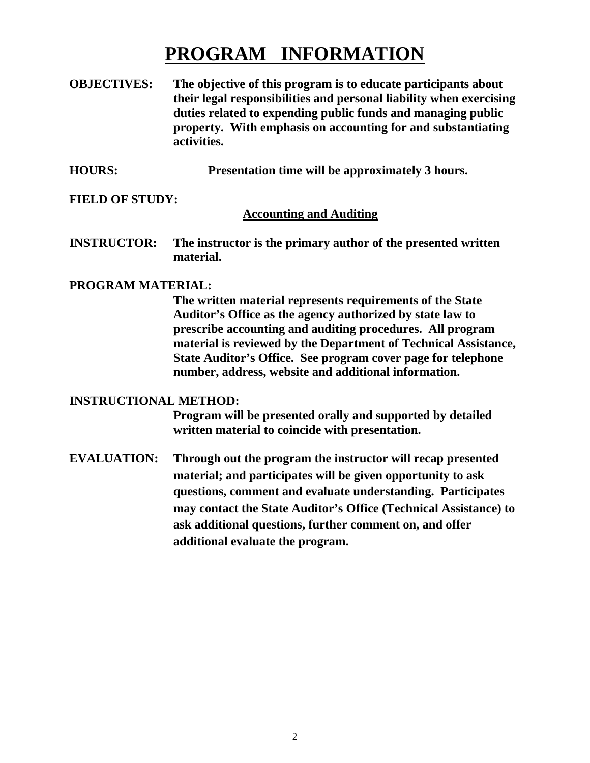# PROGRAM INFORMATION

**OBJECTIVES:** **The objective of this program is to educate participants about their legal responsibilities and personal liability when exercising duties related to expending public funds and managing public property. With emphasis on accounting for and substantiating activities.**

**HOURS:** **Presentation time will be approximately 3 hours.**

**FIELD OF STUDY:**

**Accounting and Auditing**

**INSTRUCTOR:** **The instructor is the primary author of the presented written material.**

**PROGRAM MATERIAL:**

**The written material represents requirements of the State Auditor's Office as the agency authorized by state law to prescribe accounting and auditing procedures. All program material is reviewed by the Department of Technical Assistance, State Auditor's Office. See program cover page for telephone number, address, website and additional information.**

**INSTRUCTIONAL METHOD:**

**Program will be presented orally and supported by detailed written material to coincide with presentation.**

**EVALUATION:** **Through out the program the instructor will recap presented material; and participates will be given opportunity to ask questions, comment and evaluate understanding. Participates may contact the State Auditor's Office (Technical Assistance) to ask additional questions, further comment on, and offer additional evaluate the program.**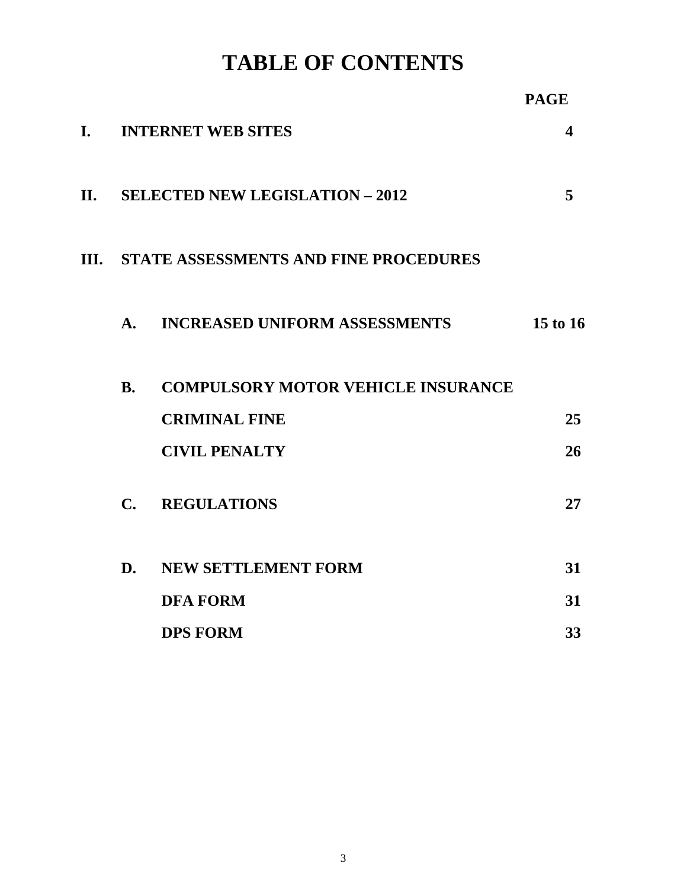# TABLE OF CONTENTS

| | | PAGE |
|---|---|---|
| **I.** | **INTERNET WEB SITES** | **4** |
| **II.** | **SELECTED NEW LEGISLATION – 2012** | **5** |
| **III.** | **STATE ASSESSMENTS AND FINE PROCEDURES** | |
| | **A. INCREASED UNIFORM ASSESSMENTS** | **15 to 16** |
| | **B. COMPULSORY MOTOR VEHICLE INSURANCE** | |
| | **CRIMINAL FINE** | **25** |
| | **CIVIL PENALTY** | **26** |
| | **C. REGULATIONS** | **27** |
| | **D. NEW SETTLEMENT FORM** | **31** |
| | **DFA FORM** | **31** |
| | **DPS FORM** | **33** |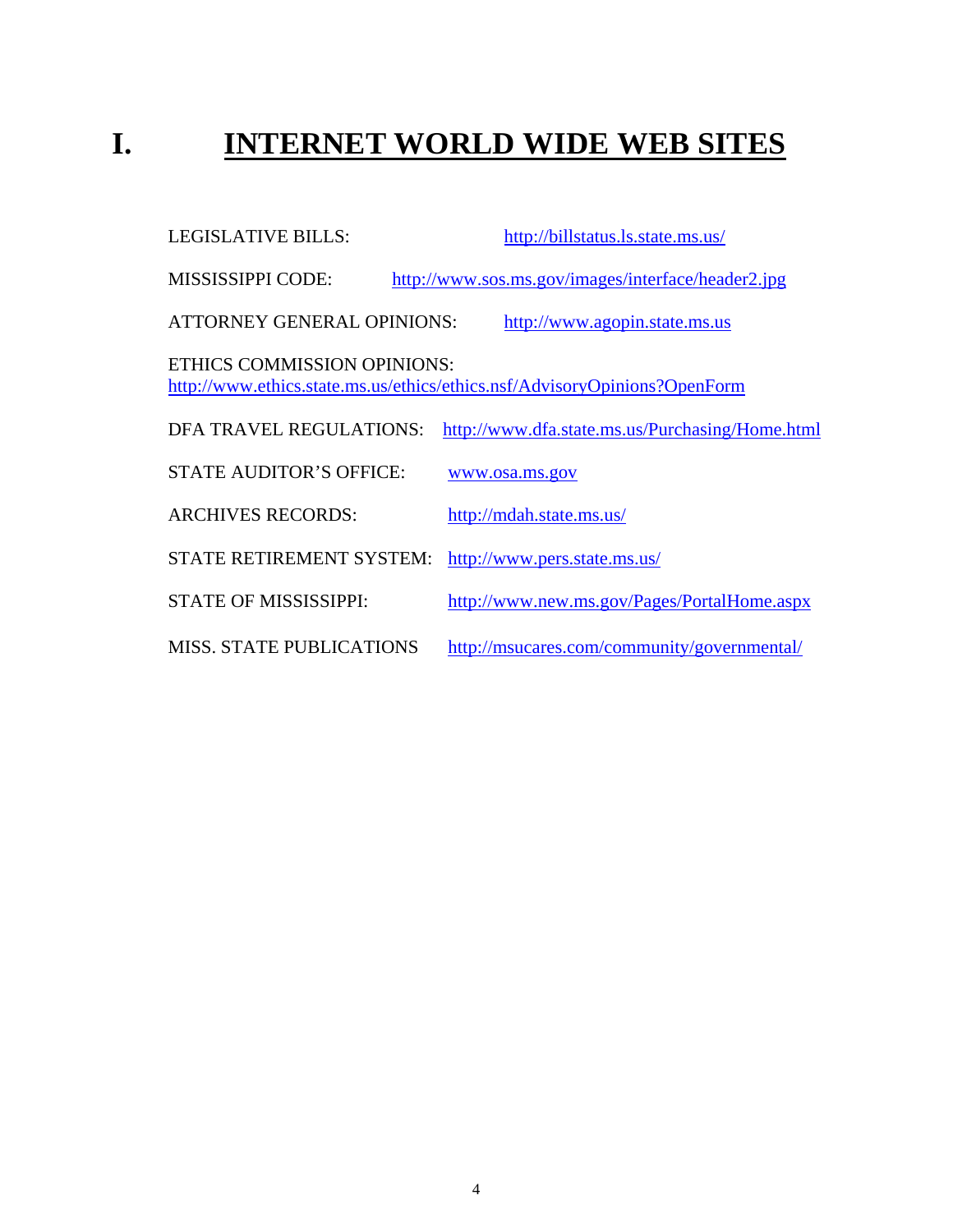# I. INTERNET WORLD WIDE WEB SITES

LEGISLATIVE BILLS: http://billstatus.ls.state.ms.us/

MISSISSIPPI CODE: http://www.sos.ms.gov/images/interface/header2.jpg

ATTORNEY GENERAL OPINIONS: http://www.agopin.state.ms.us

ETHICS COMMISSION OPINIONS:
http://www.ethics.state.ms.us/ethics/ethics.nsf/AdvisoryOpinions?OpenForm

DFA TRAVEL REGULATIONS: http://www.dfa.state.ms.us/Purchasing/Home.html

STATE AUDITOR'S OFFICE: www.osa.ms.gov

ARCHIVES RECORDS: http://mdah.state.ms.us/

STATE RETIREMENT SYSTEM: http://www.pers.state.ms.us/

STATE OF MISSISSIPPI: http://www.new.ms.gov/Pages/PortalHome.aspx

MISS. STATE PUBLICATIONS http://msucares.com/community/governmental/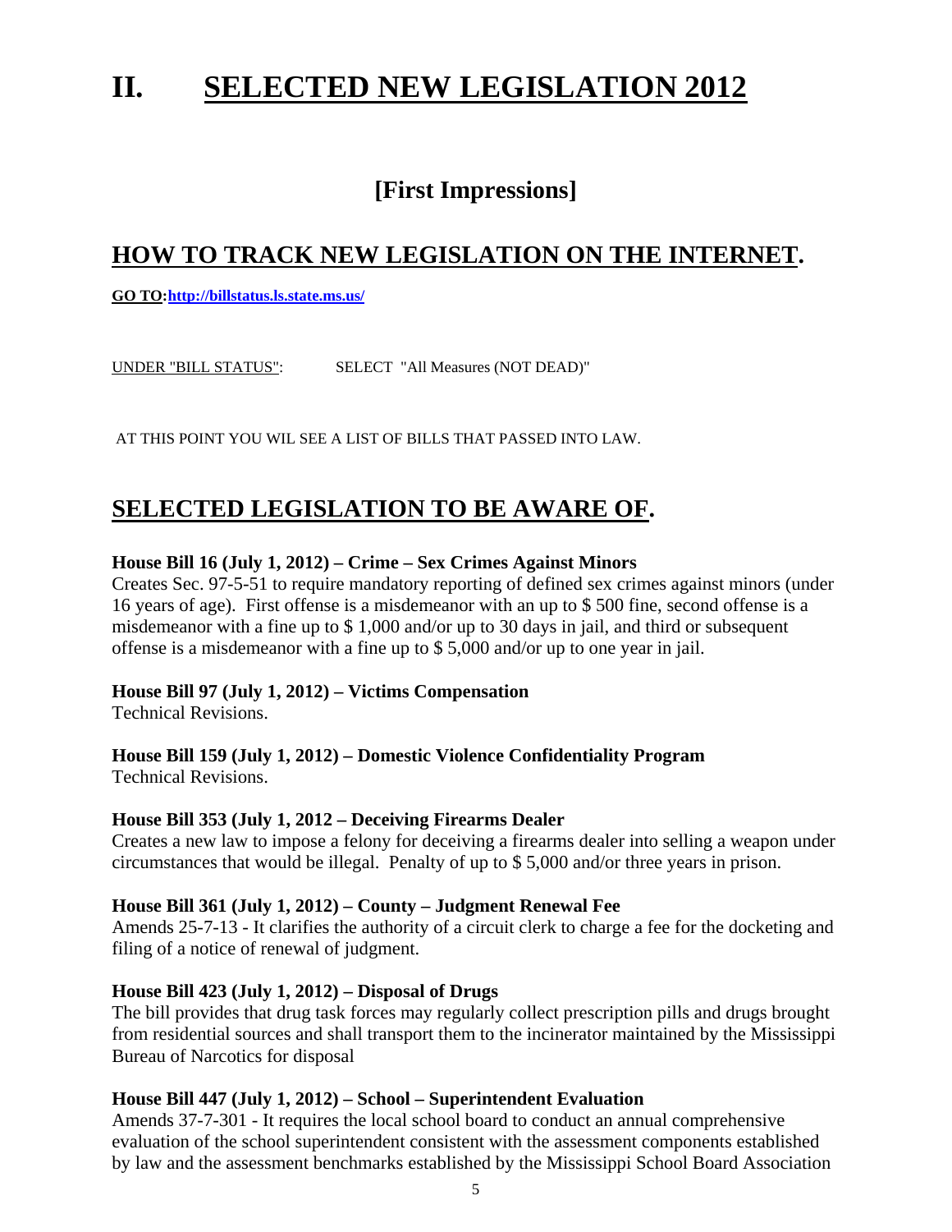# II. SELECTED NEW LEGISLATION 2012

## [First Impressions]

## HOW TO TRACK NEW LEGISLATION ON THE INTERNET.

**GO TO:http://billstatus.ls.state.ms.us/**

UNDER "BILL STATUS": SELECT "All Measures (NOT DEAD)"

AT THIS POINT YOU WIL SEE A LIST OF BILLS THAT PASSED INTO LAW.

## SELECTED LEGISLATION TO BE AWARE OF.

**House Bill 16 (July 1, 2012) – Crime – Sex Crimes Against Minors**
Creates Sec. 97-5-51 to require mandatory reporting of defined sex crimes against minors (under 16 years of age). First offense is a misdemeanor with an up to $ 500 fine, second offense is a misdemeanor with a fine up to $ 1,000 and/or up to 30 days in jail, and third or subsequent offense is a misdemeanor with a fine up to $ 5,000 and/or up to one year in jail.

**House Bill 97 (July 1, 2012) – Victims Compensation**
Technical Revisions.

**House Bill 159 (July 1, 2012) – Domestic Violence Confidentiality Program**
Technical Revisions.

**House Bill 353 (July 1, 2012 – Deceiving Firearms Dealer**
Creates a new law to impose a felony for deceiving a firearms dealer into selling a weapon under circumstances that would be illegal. Penalty of up to $ 5,000 and/or three years in prison.

**House Bill 361 (July 1, 2012) – County – Judgment Renewal Fee**
Amends 25-7-13 - It clarifies the authority of a circuit clerk to charge a fee for the docketing and filing of a notice of renewal of judgment.

**House Bill 423 (July 1, 2012) – Disposal of Drugs**
The bill provides that drug task forces may regularly collect prescription pills and drugs brought from residential sources and shall transport them to the incinerator maintained by the Mississippi Bureau of Narcotics for disposal

**House Bill 447 (July 1, 2012) – School – Superintendent Evaluation**
Amends 37-7-301 - It requires the local school board to conduct an annual comprehensive evaluation of the school superintendent consistent with the assessment components established by law and the assessment benchmarks established by the Mississippi School Board Association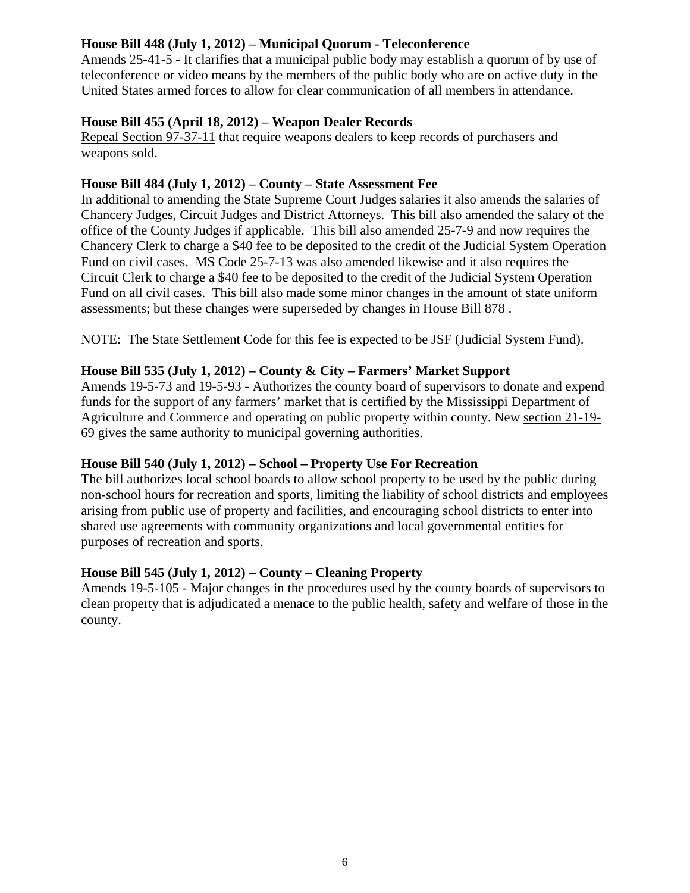**House Bill 448 (July 1, 2012) – Municipal Quorum - Teleconference**
Amends 25-41-5 - It clarifies that a municipal public body may establish a quorum of by use of teleconference or video means by the members of the public body who are on active duty in the United States armed forces to allow for clear communication of all members in attendance.

**House Bill 455 (April 18, 2012) – Weapon Dealer Records**
Repeal Section 97-37-11 that require weapons dealers to keep records of purchasers and weapons sold.

**House Bill 484 (July 1, 2012) – County – State Assessment Fee**
In additional to amending the State Supreme Court Judges salaries it also amends the salaries of Chancery Judges, Circuit Judges and District Attorneys. This bill also amended the salary of the office of the County Judges if applicable. This bill also amended 25-7-9 and now requires the Chancery Clerk to charge a $40 fee to be deposited to the credit of the Judicial System Operation Fund on civil cases. MS Code 25-7-13 was also amended likewise and it also requires the Circuit Clerk to charge a $40 fee to be deposited to the credit of the Judicial System Operation Fund on all civil cases. This bill also made some minor changes in the amount of state uniform assessments; but these changes were superseded by changes in House Bill 878 .

NOTE: The State Settlement Code for this fee is expected to be JSF (Judicial System Fund).

**House Bill 535 (July 1, 2012) – County & City – Farmers' Market Support**
Amends 19-5-73 and 19-5-93 - Authorizes the county board of supervisors to donate and expend funds for the support of any farmers' market that is certified by the Mississippi Department of Agriculture and Commerce and operating on public property within county. New section 21-19-69 gives the same authority to municipal governing authorities.

**House Bill 540 (July 1, 2012) – School – Property Use For Recreation**
The bill authorizes local school boards to allow school property to be used by the public during non-school hours for recreation and sports, limiting the liability of school districts and employees arising from public use of property and facilities, and encouraging school districts to enter into shared use agreements with community organizations and local governmental entities for purposes of recreation and sports.

**House Bill 545 (July 1, 2012) – County – Cleaning Property**
Amends 19-5-105 - Major changes in the procedures used by the county boards of supervisors to clean property that is adjudicated a menace to the public health, safety and welfare of those in the county.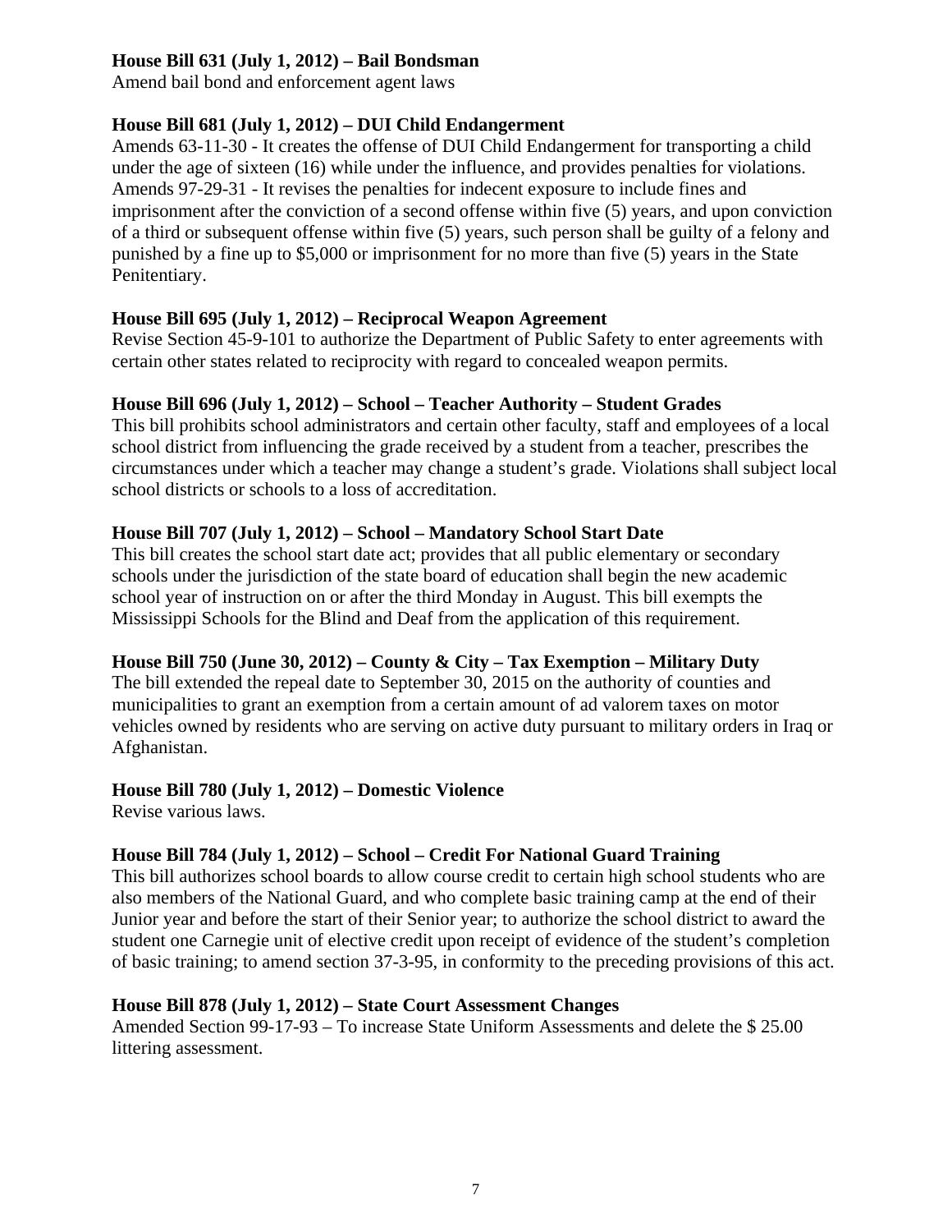**House Bill 631 (July 1, 2012) – Bail Bondsman**
Amend bail bond and enforcement agent laws

**House Bill 681 (July 1, 2012) – DUI Child Endangerment**
Amends 63-11-30 - It creates the offense of DUI Child Endangerment for transporting a child under the age of sixteen (16) while under the influence, and provides penalties for violations. Amends 97-29-31 - It revises the penalties for indecent exposure to include fines and imprisonment after the conviction of a second offense within five (5) years, and upon conviction of a third or subsequent offense within five (5) years, such person shall be guilty of a felony and punished by a fine up to $5,000 or imprisonment for no more than five (5) years in the State Penitentiary.

**House Bill 695 (July 1, 2012) – Reciprocal Weapon Agreement**
Revise Section 45-9-101 to authorize the Department of Public Safety to enter agreements with certain other states related to reciprocity with regard to concealed weapon permits.

**House Bill 696 (July 1, 2012) – School – Teacher Authority – Student Grades**
This bill prohibits school administrators and certain other faculty, staff and employees of a local school district from influencing the grade received by a student from a teacher, prescribes the circumstances under which a teacher may change a student's grade. Violations shall subject local school districts or schools to a loss of accreditation.

**House Bill 707 (July 1, 2012) – School – Mandatory School Start Date**
This bill creates the school start date act; provides that all public elementary or secondary schools under the jurisdiction of the state board of education shall begin the new academic school year of instruction on or after the third Monday in August. This bill exempts the Mississippi Schools for the Blind and Deaf from the application of this requirement.

**House Bill 750 (June 30, 2012) – County & City – Tax Exemption – Military Duty**
The bill extended the repeal date to September 30, 2015 on the authority of counties and municipalities to grant an exemption from a certain amount of ad valorem taxes on motor vehicles owned by residents who are serving on active duty pursuant to military orders in Iraq or Afghanistan.

**House Bill 780 (July 1, 2012) – Domestic Violence**
Revise various laws.

**House Bill 784 (July 1, 2012) – School – Credit For National Guard Training**
This bill authorizes school boards to allow course credit to certain high school students who are also members of the National Guard, and who complete basic training camp at the end of their Junior year and before the start of their Senior year; to authorize the school district to award the student one Carnegie unit of elective credit upon receipt of evidence of the student's completion of basic training; to amend section 37-3-95, in conformity to the preceding provisions of this act.

**House Bill 878 (July 1, 2012) – State Court Assessment Changes**
Amended Section 99-17-93 – To increase State Uniform Assessments and delete the $ 25.00 littering assessment.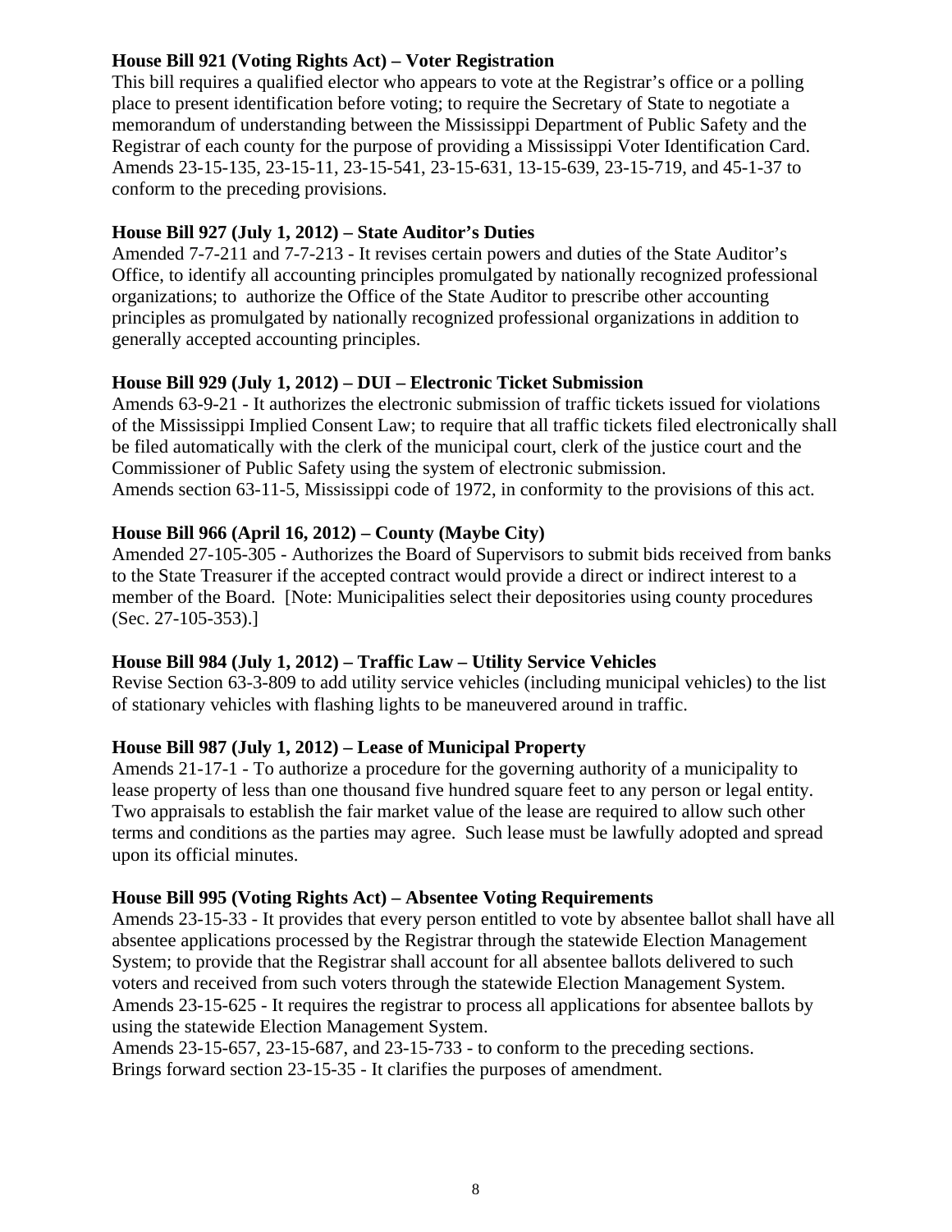**House Bill 921 (Voting Rights Act) – Voter Registration**

This bill requires a qualified elector who appears to vote at the Registrar's office or a polling place to present identification before voting; to require the Secretary of State to negotiate a memorandum of understanding between the Mississippi Department of Public Safety and the Registrar of each county for the purpose of providing a Mississippi Voter Identification Card. Amends 23-15-135, 23-15-11, 23-15-541, 23-15-631, 13-15-639, 23-15-719, and 45-1-37 to conform to the preceding provisions.

**House Bill 927 (July 1, 2012) – State Auditor's Duties**

Amended 7-7-211 and 7-7-213 - It revises certain powers and duties of the State Auditor's Office, to identify all accounting principles promulgated by nationally recognized professional organizations; to authorize the Office of the State Auditor to prescribe other accounting principles as promulgated by nationally recognized professional organizations in addition to generally accepted accounting principles.

**House Bill 929 (July 1, 2012) – DUI – Electronic Ticket Submission**

Amends 63-9-21 - It authorizes the electronic submission of traffic tickets issued for violations of the Mississippi Implied Consent Law; to require that all traffic tickets filed electronically shall be filed automatically with the clerk of the municipal court, clerk of the justice court and the Commissioner of Public Safety using the system of electronic submission.
Amends section 63-11-5, Mississippi code of 1972, in conformity to the provisions of this act.

**House Bill 966 (April 16, 2012) – County (Maybe City)**

Amended 27-105-305 - Authorizes the Board of Supervisors to submit bids received from banks to the State Treasurer if the accepted contract would provide a direct or indirect interest to a member of the Board. [Note: Municipalities select their depositories using county procedures (Sec. 27-105-353).]

**House Bill 984 (July 1, 2012) – Traffic Law – Utility Service Vehicles**

Revise Section 63-3-809 to add utility service vehicles (including municipal vehicles) to the list of stationary vehicles with flashing lights to be maneuvered around in traffic.

**House Bill 987 (July 1, 2012) – Lease of Municipal Property**

Amends 21-17-1 - To authorize a procedure for the governing authority of a municipality to lease property of less than one thousand five hundred square feet to any person or legal entity. Two appraisals to establish the fair market value of the lease are required to allow such other terms and conditions as the parties may agree. Such lease must be lawfully adopted and spread upon its official minutes.

**House Bill 995 (Voting Rights Act) – Absentee Voting Requirements**

Amends 23-15-33 - It provides that every person entitled to vote by absentee ballot shall have all absentee applications processed by the Registrar through the statewide Election Management System; to provide that the Registrar shall account for all absentee ballots delivered to such voters and received from such voters through the statewide Election Management System.
Amends 23-15-625 - It requires the registrar to process all applications for absentee ballots by using the statewide Election Management System.
Amends 23-15-657, 23-15-687, and 23-15-733 - to conform to the preceding sections.
Brings forward section 23-15-35 - It clarifies the purposes of amendment.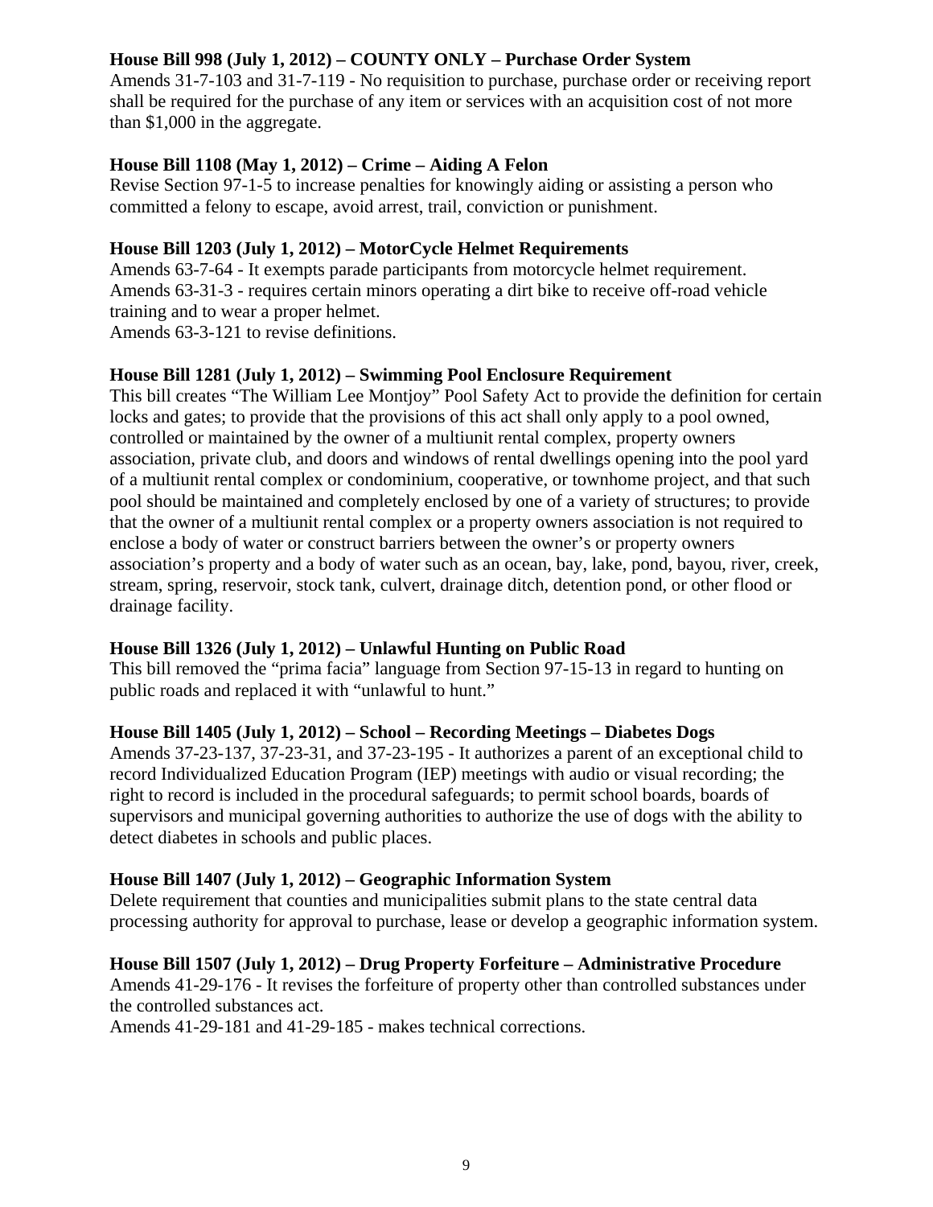**House Bill 998 (July 1, 2012) – COUNTY ONLY – Purchase Order System**
Amends 31-7-103 and 31-7-119 - No requisition to purchase, purchase order or receiving report shall be required for the purchase of any item or services with an acquisition cost of not more than $1,000 in the aggregate.

**House Bill 1108 (May 1, 2012) – Crime – Aiding A Felon**
Revise Section 97-1-5 to increase penalties for knowingly aiding or assisting a person who committed a felony to escape, avoid arrest, trail, conviction or punishment.

**House Bill 1203 (July 1, 2012) – MotorCycle Helmet Requirements**
Amends 63-7-64 - It exempts parade participants from motorcycle helmet requirement.
Amends 63-31-3 - requires certain minors operating a dirt bike to receive off-road vehicle training and to wear a proper helmet.
Amends 63-3-121 to revise definitions.

**House Bill 1281 (July 1, 2012) – Swimming Pool Enclosure Requirement**
This bill creates "The William Lee Montjoy" Pool Safety Act to provide the definition for certain locks and gates; to provide that the provisions of this act shall only apply to a pool owned, controlled or maintained by the owner of a multiunit rental complex, property owners association, private club, and doors and windows of rental dwellings opening into the pool yard of a multiunit rental complex or condominium, cooperative, or townhome project, and that such pool should be maintained and completely enclosed by one of a variety of structures; to provide that the owner of a multiunit rental complex or a property owners association is not required to enclose a body of water or construct barriers between the owner's or property owners association's property and a body of water such as an ocean, bay, lake, pond, bayou, river, creek, stream, spring, reservoir, stock tank, culvert, drainage ditch, detention pond, or other flood or drainage facility.

**House Bill 1326 (July 1, 2012) – Unlawful Hunting on Public Road**
This bill removed the "prima facia" language from Section 97-15-13 in regard to hunting on public roads and replaced it with "unlawful to hunt."

**House Bill 1405 (July 1, 2012) – School – Recording Meetings – Diabetes Dogs**
Amends 37-23-137, 37-23-31, and 37-23-195 - It authorizes a parent of an exceptional child to record Individualized Education Program (IEP) meetings with audio or visual recording; the right to record is included in the procedural safeguards; to permit school boards, boards of supervisors and municipal governing authorities to authorize the use of dogs with the ability to detect diabetes in schools and public places.

**House Bill 1407 (July 1, 2012) – Geographic Information System**
Delete requirement that counties and municipalities submit plans to the state central data processing authority for approval to purchase, lease or develop a geographic information system.

**House Bill 1507 (July 1, 2012) – Drug Property Forfeiture – Administrative Procedure**
Amends 41-29-176 - It revises the forfeiture of property other than controlled substances under the controlled substances act.
Amends 41-29-181 and 41-29-185 - makes technical corrections.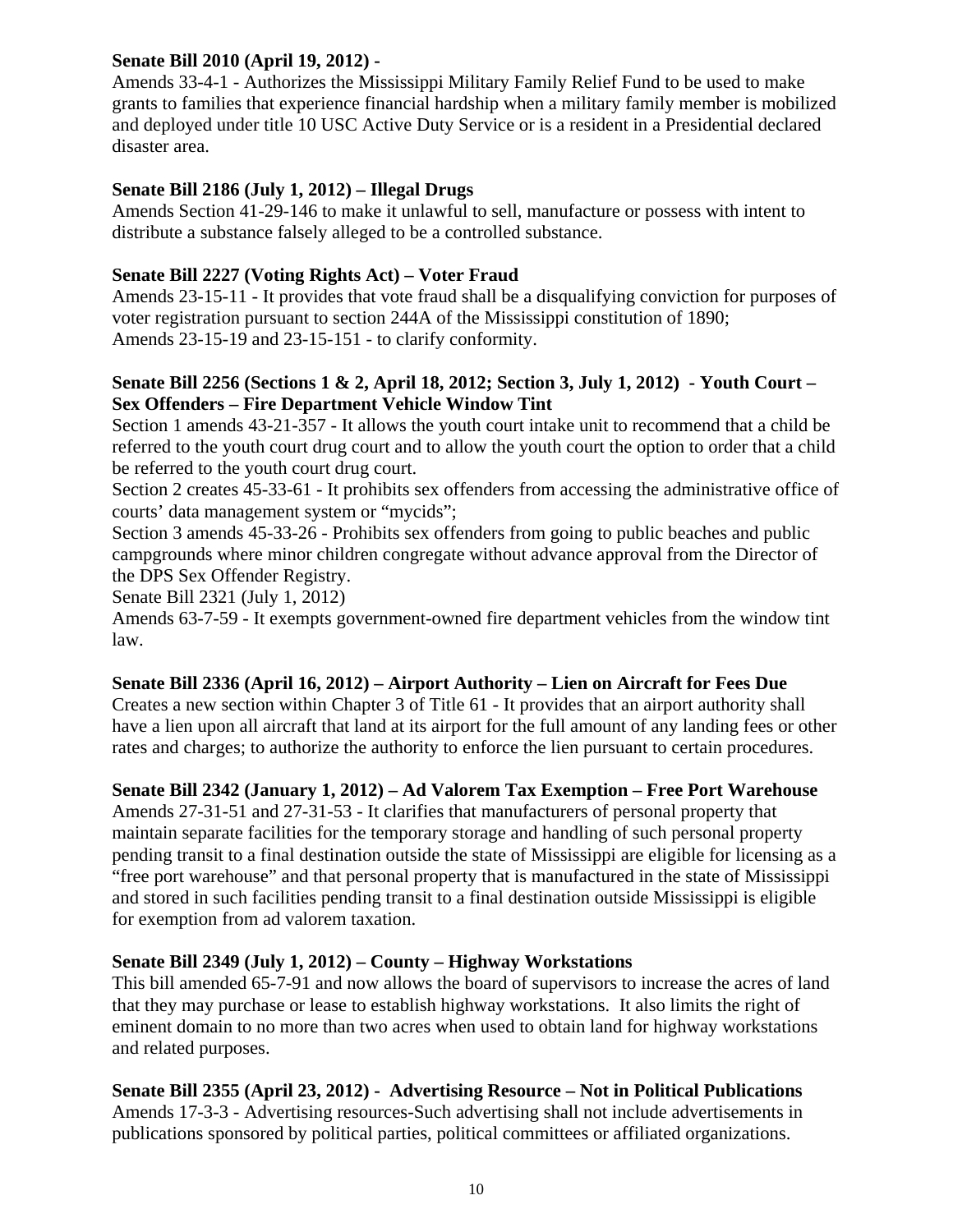**Senate Bill 2010 (April 19, 2012) -**

Amends 33-4-1 - Authorizes the Mississippi Military Family Relief Fund to be used to make grants to families that experience financial hardship when a military family member is mobilized and deployed under title 10 USC Active Duty Service or is a resident in a Presidential declared disaster area.

**Senate Bill 2186 (July 1, 2012) – Illegal Drugs**

Amends Section 41-29-146 to make it unlawful to sell, manufacture or possess with intent to distribute a substance falsely alleged to be a controlled substance.

**Senate Bill 2227 (Voting Rights Act) – Voter Fraud**

Amends 23-15-11 - It provides that vote fraud shall be a disqualifying conviction for purposes of voter registration pursuant to section 244A of the Mississippi constitution of 1890;
Amends 23-15-19 and 23-15-151 - to clarify conformity.

**Senate Bill 2256 (Sections 1 & 2, April 18, 2012; Section 3, July 1, 2012) - Youth Court – Sex Offenders – Fire Department Vehicle Window Tint**

Section 1 amends 43-21-357 - It allows the youth court intake unit to recommend that a child be referred to the youth court drug court and to allow the youth court the option to order that a child be referred to the youth court drug court.
Section 2 creates 45-33-61 - It prohibits sex offenders from accessing the administrative office of courts' data management system or "mycids";
Section 3 amends 45-33-26 - Prohibits sex offenders from going to public beaches and public campgrounds where minor children congregate without advance approval from the Director of the DPS Sex Offender Registry.
Senate Bill 2321 (July 1, 2012)
Amends 63-7-59 - It exempts government-owned fire department vehicles from the window tint law.

**Senate Bill 2336 (April 16, 2012) – Airport Authority – Lien on Aircraft for Fees Due**

Creates a new section within Chapter 3 of Title 61 - It provides that an airport authority shall have a lien upon all aircraft that land at its airport for the full amount of any landing fees or other rates and charges; to authorize the authority to enforce the lien pursuant to certain procedures.

**Senate Bill 2342 (January 1, 2012) – Ad Valorem Tax Exemption – Free Port Warehouse**

Amends 27-31-51 and 27-31-53 - It clarifies that manufacturers of personal property that maintain separate facilities for the temporary storage and handling of such personal property pending transit to a final destination outside the state of Mississippi are eligible for licensing as a "free port warehouse" and that personal property that is manufactured in the state of Mississippi and stored in such facilities pending transit to a final destination outside Mississippi is eligible for exemption from ad valorem taxation.

**Senate Bill 2349 (July 1, 2012) – County – Highway Workstations**

This bill amended 65-7-91 and now allows the board of supervisors to increase the acres of land that they may purchase or lease to establish highway workstations. It also limits the right of eminent domain to no more than two acres when used to obtain land for highway workstations and related purposes.

**Senate Bill 2355 (April 23, 2012) - Advertising Resource – Not in Political Publications**

Amends 17-3-3 - Advertising resources-Such advertising shall not include advertisements in publications sponsored by political parties, political committees or affiliated organizations.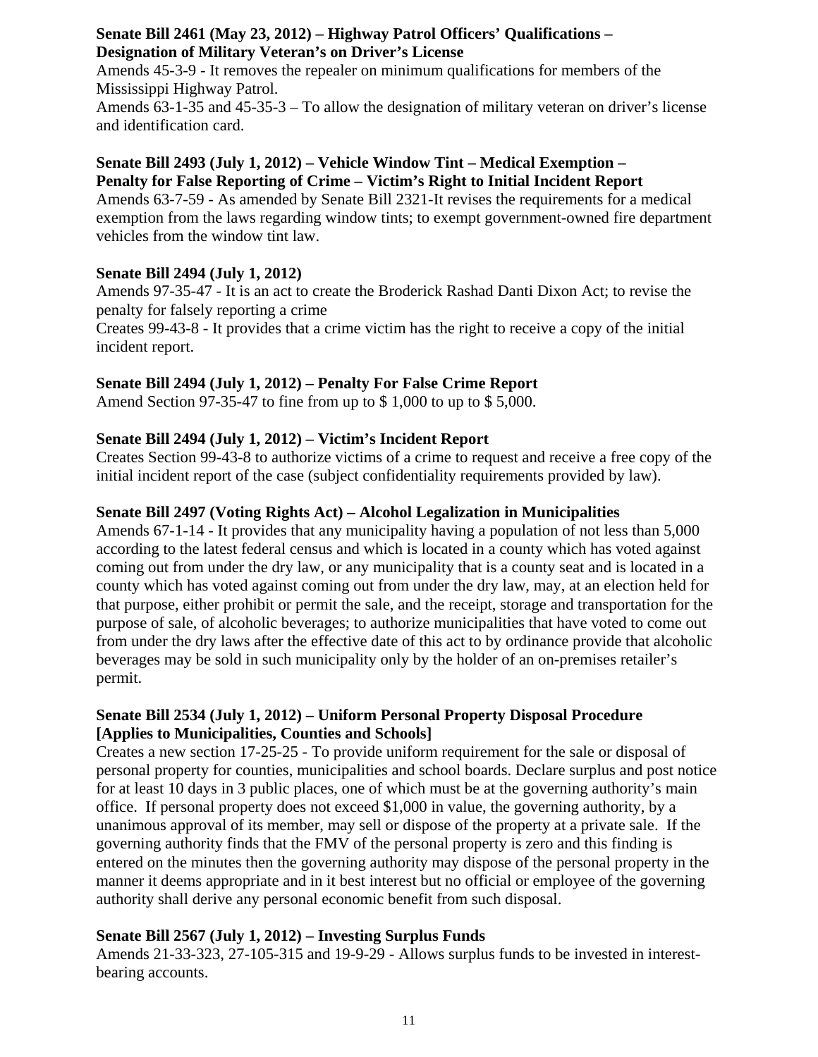**Senate Bill 2461 (May 23, 2012) – Highway Patrol Officers' Qualifications – Designation of Military Veteran's on Driver's License**

Amends 45-3-9 - It removes the repealer on minimum qualifications for members of the Mississippi Highway Patrol.

Amends 63-1-35 and 45-35-3 – To allow the designation of military veteran on driver's license and identification card.

**Senate Bill 2493 (July 1, 2012) – Vehicle Window Tint – Medical Exemption – Penalty for False Reporting of Crime – Victim's Right to Initial Incident Report**

Amends 63-7-59 - As amended by Senate Bill 2321-It revises the requirements for a medical exemption from the laws regarding window tints; to exempt government-owned fire department vehicles from the window tint law.

**Senate Bill 2494 (July 1, 2012)**

Amends 97-35-47 - It is an act to create the Broderick Rashad Danti Dixon Act; to revise the penalty for falsely reporting a crime

Creates 99-43-8 - It provides that a crime victim has the right to receive a copy of the initial incident report.

**Senate Bill 2494 (July 1, 2012) – Penalty For False Crime Report**

Amend Section 97-35-47 to fine from up to $ 1,000 to up to $ 5,000.

**Senate Bill 2494 (July 1, 2012) – Victim's Incident Report**

Creates Section 99-43-8 to authorize victims of a crime to request and receive a free copy of the initial incident report of the case (subject confidentiality requirements provided by law).

**Senate Bill 2497 (Voting Rights Act) – Alcohol Legalization in Municipalities**

Amends 67-1-14 - It provides that any municipality having a population of not less than 5,000 according to the latest federal census and which is located in a county which has voted against coming out from under the dry law, or any municipality that is a county seat and is located in a county which has voted against coming out from under the dry law, may, at an election held for that purpose, either prohibit or permit the sale, and the receipt, storage and transportation for the purpose of sale, of alcoholic beverages; to authorize municipalities that have voted to come out from under the dry laws after the effective date of this act to by ordinance provide that alcoholic beverages may be sold in such municipality only by the holder of an on-premises retailer's permit.

**Senate Bill 2534 (July 1, 2012) – Uniform Personal Property Disposal Procedure [Applies to Municipalities, Counties and Schools]**

Creates a new section 17-25-25 - To provide uniform requirement for the sale or disposal of personal property for counties, municipalities and school boards. Declare surplus and post notice for at least 10 days in 3 public places, one of which must be at the governing authority's main office. If personal property does not exceed $1,000 in value, the governing authority, by a unanimous approval of its member, may sell or dispose of the property at a private sale. If the governing authority finds that the FMV of the personal property is zero and this finding is entered on the minutes then the governing authority may dispose of the personal property in the manner it deems appropriate and in it best interest but no official or employee of the governing authority shall derive any personal economic benefit from such disposal.

**Senate Bill 2567 (July 1, 2012) – Investing Surplus Funds**

Amends 21-33-323, 27-105-315 and 19-9-29 - Allows surplus funds to be invested in interest-bearing accounts.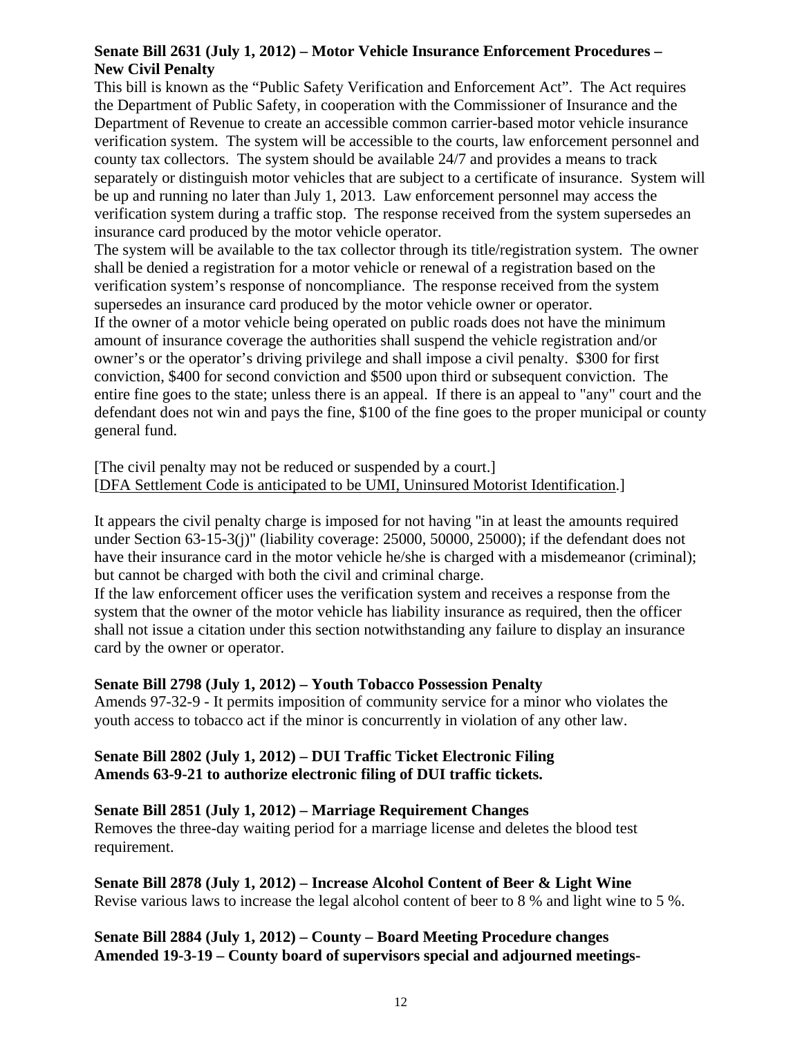**Senate Bill 2631 (July 1, 2012) – Motor Vehicle Insurance Enforcement Procedures – New Civil Penalty**

This bill is known as the "Public Safety Verification and Enforcement Act". The Act requires the Department of Public Safety, in cooperation with the Commissioner of Insurance and the Department of Revenue to create an accessible common carrier-based motor vehicle insurance verification system. The system will be accessible to the courts, law enforcement personnel and county tax collectors. The system should be available 24/7 and provides a means to track separately or distinguish motor vehicles that are subject to a certificate of insurance. System will be up and running no later than July 1, 2013. Law enforcement personnel may access the verification system during a traffic stop. The response received from the system supersedes an insurance card produced by the motor vehicle operator.

The system will be available to the tax collector through its title/registration system. The owner shall be denied a registration for a motor vehicle or renewal of a registration based on the verification system's response of noncompliance. The response received from the system supersedes an insurance card produced by the motor vehicle owner or operator.

If the owner of a motor vehicle being operated on public roads does not have the minimum amount of insurance coverage the authorities shall suspend the vehicle registration and/or owner's or the operator's driving privilege and shall impose a civil penalty. $300 for first conviction, $400 for second conviction and $500 upon third or subsequent conviction. The entire fine goes to the state; unless there is an appeal. If there is an appeal to "any" court and the defendant does not win and pays the fine, $100 of the fine goes to the proper municipal or county general fund.

[The civil penalty may not be reduced or suspended by a court.]
[DFA Settlement Code is anticipated to be UMI, Uninsured Motorist Identification.]

It appears the civil penalty charge is imposed for not having "in at least the amounts required under Section 63-15-3(j)" (liability coverage: 25000, 50000, 25000); if the defendant does not have their insurance card in the motor vehicle he/she is charged with a misdemeanor (criminal); but cannot be charged with both the civil and criminal charge.

If the law enforcement officer uses the verification system and receives a response from the system that the owner of the motor vehicle has liability insurance as required, then the officer shall not issue a citation under this section notwithstanding any failure to display an insurance card by the owner or operator.

**Senate Bill 2798 (July 1, 2012) – Youth Tobacco Possession Penalty**

Amends 97-32-9 - It permits imposition of community service for a minor who violates the youth access to tobacco act if the minor is concurrently in violation of any other law.

**Senate Bill 2802 (July 1, 2012) – DUI Traffic Ticket Electronic Filing**
**Amends 63-9-21 to authorize electronic filing of DUI traffic tickets.**

**Senate Bill 2851 (July 1, 2012) – Marriage Requirement Changes**

Removes the three-day waiting period for a marriage license and deletes the blood test requirement.

**Senate Bill 2878 (July 1, 2012) – Increase Alcohol Content of Beer & Light Wine**

Revise various laws to increase the legal alcohol content of beer to 8 % and light wine to 5 %.

**Senate Bill 2884 (July 1, 2012) – County – Board Meeting Procedure changes**
**Amended 19-3-19 – County board of supervisors special and adjourned meetings-**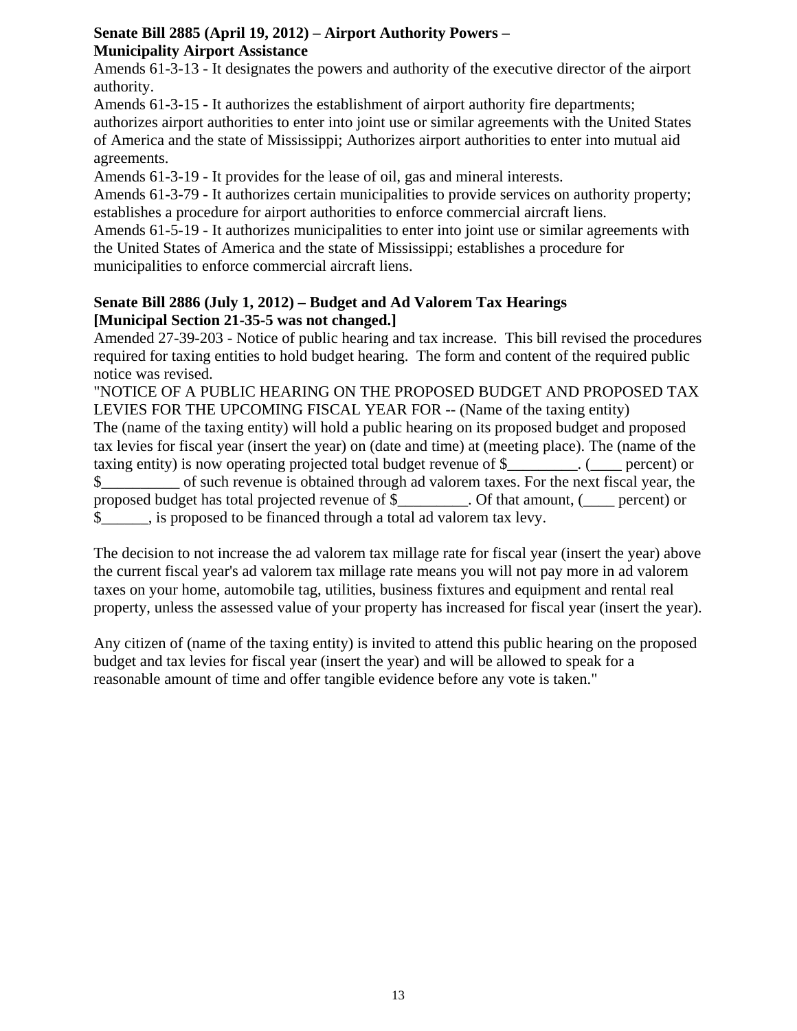**Senate Bill 2885 (April 19, 2012) – Airport Authority Powers – Municipality Airport Assistance**

Amends 61-3-13 - It designates the powers and authority of the executive director of the airport authority.

Amends 61-3-15 - It authorizes the establishment of airport authority fire departments; authorizes airport authorities to enter into joint use or similar agreements with the United States of America and the state of Mississippi; Authorizes airport authorities to enter into mutual aid agreements.

Amends 61-3-19 - It provides for the lease of oil, gas and mineral interests.

Amends 61-3-79 - It authorizes certain municipalities to provide services on authority property; establishes a procedure for airport authorities to enforce commercial aircraft liens.

Amends 61-5-19 - It authorizes municipalities to enter into joint use or similar agreements with the United States of America and the state of Mississippi; establishes a procedure for municipalities to enforce commercial aircraft liens.

**Senate Bill 2886 (July 1, 2012) – Budget and Ad Valorem Tax Hearings [Municipal Section 21-35-5 was not changed.]**

Amended 27-39-203 - Notice of public hearing and tax increase. This bill revised the procedures required for taxing entities to hold budget hearing. The form and content of the required public notice was revised.

"NOTICE OF A PUBLIC HEARING ON THE PROPOSED BUDGET AND PROPOSED TAX LEVIES FOR THE UPCOMING FISCAL YEAR FOR -- (Name of the taxing entity)
The (name of the taxing entity) will hold a public hearing on its proposed budget and proposed tax levies for fiscal year (insert the year) on (date and time) at (meeting place). The (name of the taxing entity) is now operating projected total budget revenue of $_________. (____ percent) or $__________ of such revenue is obtained through ad valorem taxes. For the next fiscal year, the proposed budget has total projected revenue of $_________. Of that amount, (____ percent) or $______, is proposed to be financed through a total ad valorem tax levy.

The decision to not increase the ad valorem tax millage rate for fiscal year (insert the year) above the current fiscal year's ad valorem tax millage rate means you will not pay more in ad valorem taxes on your home, automobile tag, utilities, business fixtures and equipment and rental real property, unless the assessed value of your property has increased for fiscal year (insert the year).

Any citizen of (name of the taxing entity) is invited to attend this public hearing on the proposed budget and tax levies for fiscal year (insert the year) and will be allowed to speak for a reasonable amount of time and offer tangible evidence before any vote is taken."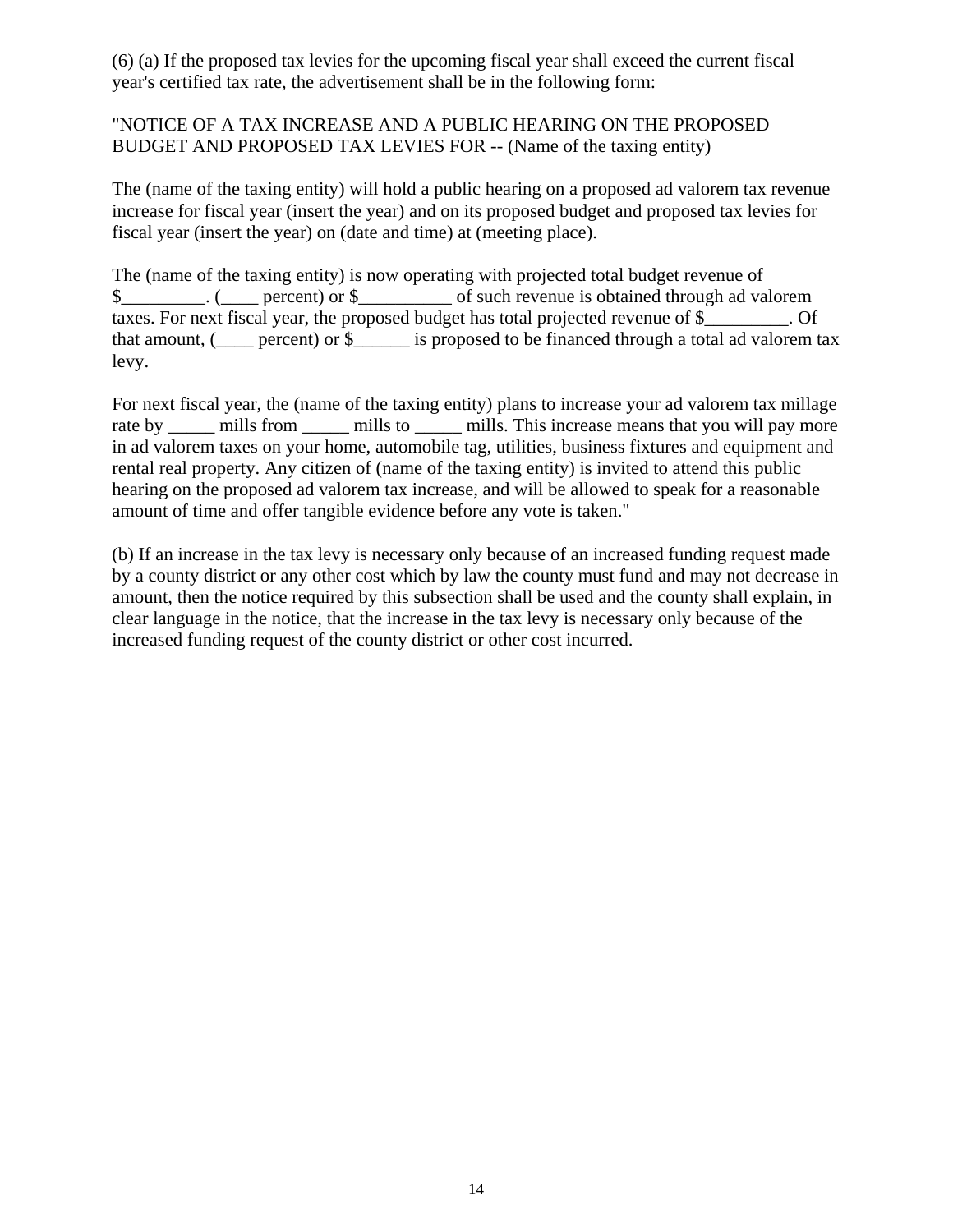(6) (a) If the proposed tax levies for the upcoming fiscal year shall exceed the current fiscal year's certified tax rate, the advertisement shall be in the following form:

"NOTICE OF A TAX INCREASE AND A PUBLIC HEARING ON THE PROPOSED BUDGET AND PROPOSED TAX LEVIES FOR -- (Name of the taxing entity)

The (name of the taxing entity) will hold a public hearing on a proposed ad valorem tax revenue increase for fiscal year (insert the year) and on its proposed budget and proposed tax levies for fiscal year (insert the year) on (date and time) at (meeting place).

The (name of the taxing entity) is now operating with projected total budget revenue of $_________. (____ percent) or $__________ of such revenue is obtained through ad valorem taxes. For next fiscal year, the proposed budget has total projected revenue of $_________. Of that amount, (____ percent) or $______ is proposed to be financed through a total ad valorem tax levy.

For next fiscal year, the (name of the taxing entity) plans to increase your ad valorem tax millage rate by _____ mills from _____ mills to _____ mills. This increase means that you will pay more in ad valorem taxes on your home, automobile tag, utilities, business fixtures and equipment and rental real property. Any citizen of (name of the taxing entity) is invited to attend this public hearing on the proposed ad valorem tax increase, and will be allowed to speak for a reasonable amount of time and offer tangible evidence before any vote is taken."

(b) If an increase in the tax levy is necessary only because of an increased funding request made by a county district or any other cost which by law the county must fund and may not decrease in amount, then the notice required by this subsection shall be used and the county shall explain, in clear language in the notice, that the increase in the tax levy is necessary only because of the increased funding request of the county district or other cost incurred.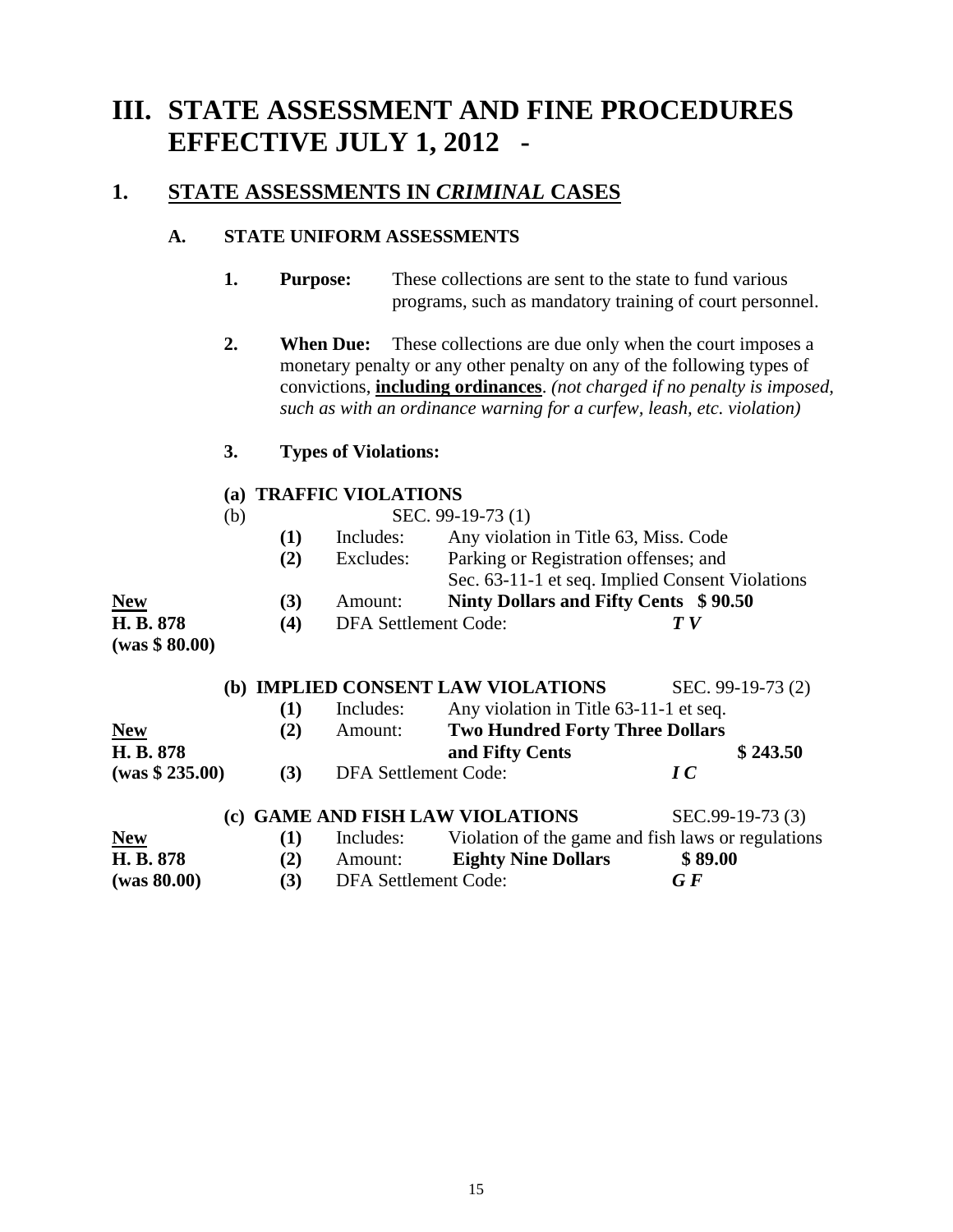# III. STATE ASSESSMENT AND FINE PROCEDURES EFFECTIVE JULY 1, 2012 -

## 1. STATE ASSESSMENTS IN *CRIMINAL* CASES

### A. STATE UNIFORM ASSESSMENTS

**1. Purpose:** These collections are sent to the state to fund various programs, such as mandatory training of court personnel.

**2. When Due:** These collections are due only when the court imposes a monetary penalty or any other penalty on any of the following types of convictions, **including ordinances**. *(not charged if no penalty is imposed, such as with an ordinance warning for a curfew, leash, etc. violation)*

**3. Types of Violations:**

**(a) TRAFFIC VIOLATIONS**

(b) SEC. 99-19-73 (1)

- **(1)** Includes: Any violation in Title 63, Miss. Code
- **(2)** Excludes: Parking or Registration offenses; and Sec. 63-11-1 et seq. Implied Consent Violations
- **(3)** Amount: **Ninty Dollars and Fifty Cents $ 90.50**
- **(4)** DFA Settlement Code: ***T V***

**New H. B. 878 (was $ 80.00)**

**(b) IMPLIED CONSENT LAW VIOLATIONS** SEC. 99-19-73 (2)

- **(1)** Includes: Any violation in Title 63-11-1 et seq.
- **(2)** Amount: **Two Hundred Forty Three Dollars and Fifty Cents $ 243.50**
- **(3)** DFA Settlement Code: ***I C***

**New H. B. 878 (was $ 235.00)**

**(c) GAME AND FISH LAW VIOLATIONS** SEC.99-19-73 (3)

- **(1)** Includes: Violation of the game and fish laws or regulations
- **(2)** Amount: **Eighty Nine Dollars $ 89.00**
- **(3)** DFA Settlement Code: ***G F***

**New H. B. 878 (was 80.00)**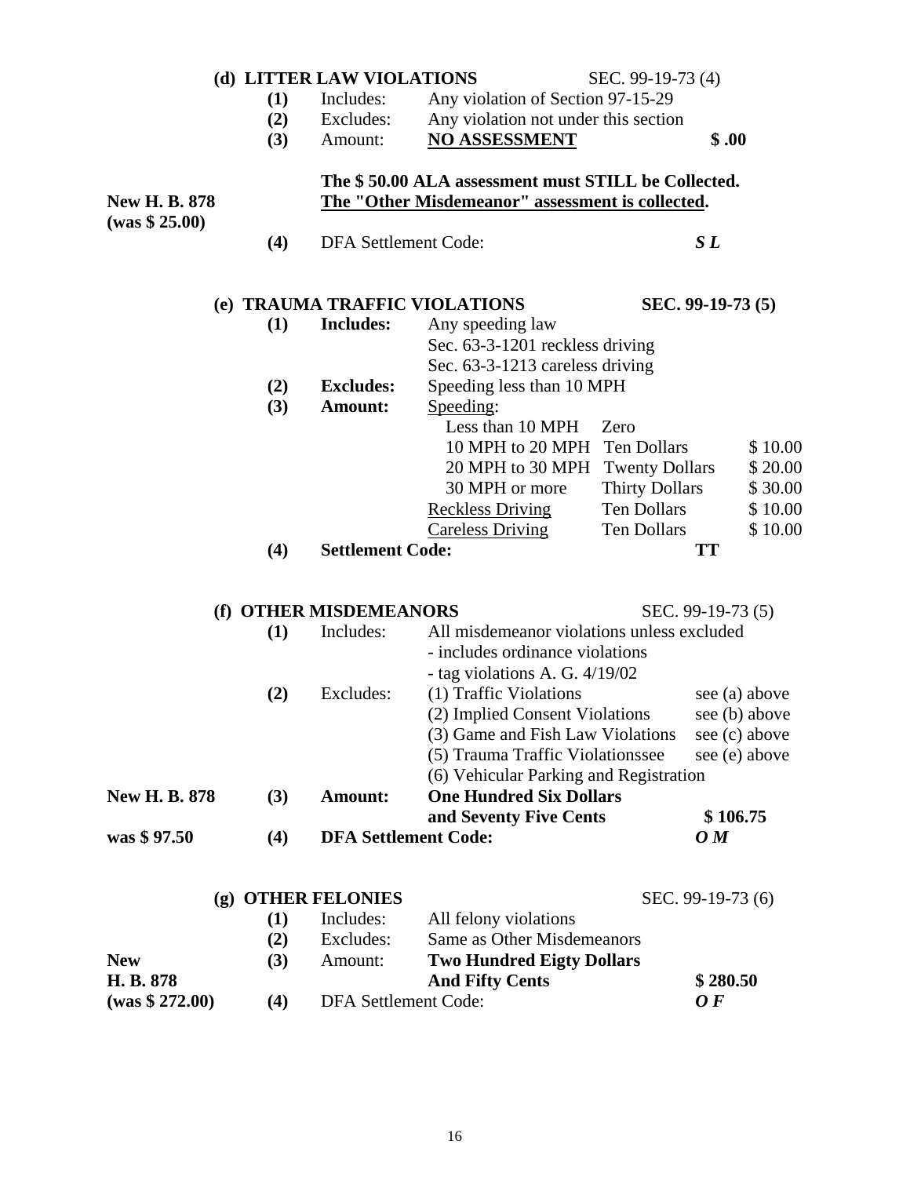**(d) LITTER LAW VIOLATIONS** SEC. 99-19-73 (4)

| | | | | |
|---|---|---|---|---|
| | **(1)** | Includes: | Any violation of Section 97-15-29 | |
| | **(2)** | Excludes: | Any violation not under this section | |
| | **(3)** | Amount: | **NO ASSESSMENT** | **$ .00** |

**The $ 50.00 ALA assessment must STILL be Collected.**

**New H. B. 878 (was $ 25.00)** — **The "Other Misdemeanor" assessment is collected.**

**(4)** DFA Settlement Code: ***S L***

**(e) TRAUMA TRAFFIC VIOLATIONS** **SEC. 99-19-73 (5)**

| | | | | |
|---|---|---|---|---|
| **(1)** | **Includes:** | Any speeding law | | |
| | | Sec. 63-3-1201 reckless driving | | |
| | | Sec. 63-3-1213 careless driving | | |
| **(2)** | **Excludes:** | Speeding less than 10 MPH | | |
| **(3)** | **Amount:** | Speeding: | | |
| | | Less than 10 MPH | Zero | |
| | | 10 MPH to 20 MPH | Ten Dollars | $ 10.00 |
| | | 20 MPH to 30 MPH | Twenty Dollars | $ 20.00 |
| | | 30 MPH or more | Thirty Dollars | $ 30.00 |
| | | Reckless Driving | Ten Dollars | $ 10.00 |
| | | Careless Driving | Ten Dollars | $ 10.00 |
| **(4)** | **Settlement Code:** | | **TT** | |

**(f) OTHER MISDEMEANORS** SEC. 99-19-73 (5)

| | | | | |
|---|---|---|---|---|
| | **(1)** | Includes: | All misdemeanor violations unless excluded | |
| | | | - includes ordinance violations | |
| | | | - tag violations A. G. 4/19/02 | |
| | **(2)** | Excludes: | (1) Traffic Violations | see (a) above |
| | | | (2) Implied Consent Violations | see (b) above |
| | | | (3) Game and Fish Law Violations | see (c) above |
| | | | (5) Trauma Traffic Violationssee | see (e) above |
| | | | (6) Vehicular Parking and Registration | |
| **New H. B. 878** | **(3)** | **Amount:** | **One Hundred Six Dollars and Seventy Five Cents** | **$ 106.75** |
| **was $ 97.50** | **(4)** | **DFA Settlement Code:** | | ***O M*** |

**(g) OTHER FELONIES** SEC. 99-19-73 (6)

| | | | | |
|---|---|---|---|---|
| | **(1)** | Includes: | All felony violations | |
| | **(2)** | Excludes: | Same as Other Misdemeanors | |
| **New H. B. 878** | **(3)** | Amount: | **Two Hundred Eigty Dollars And Fifty Cents** | **$ 280.50** |
| **(was $ 272.00)** | **(4)** | DFA Settlement Code: | | ***O F*** |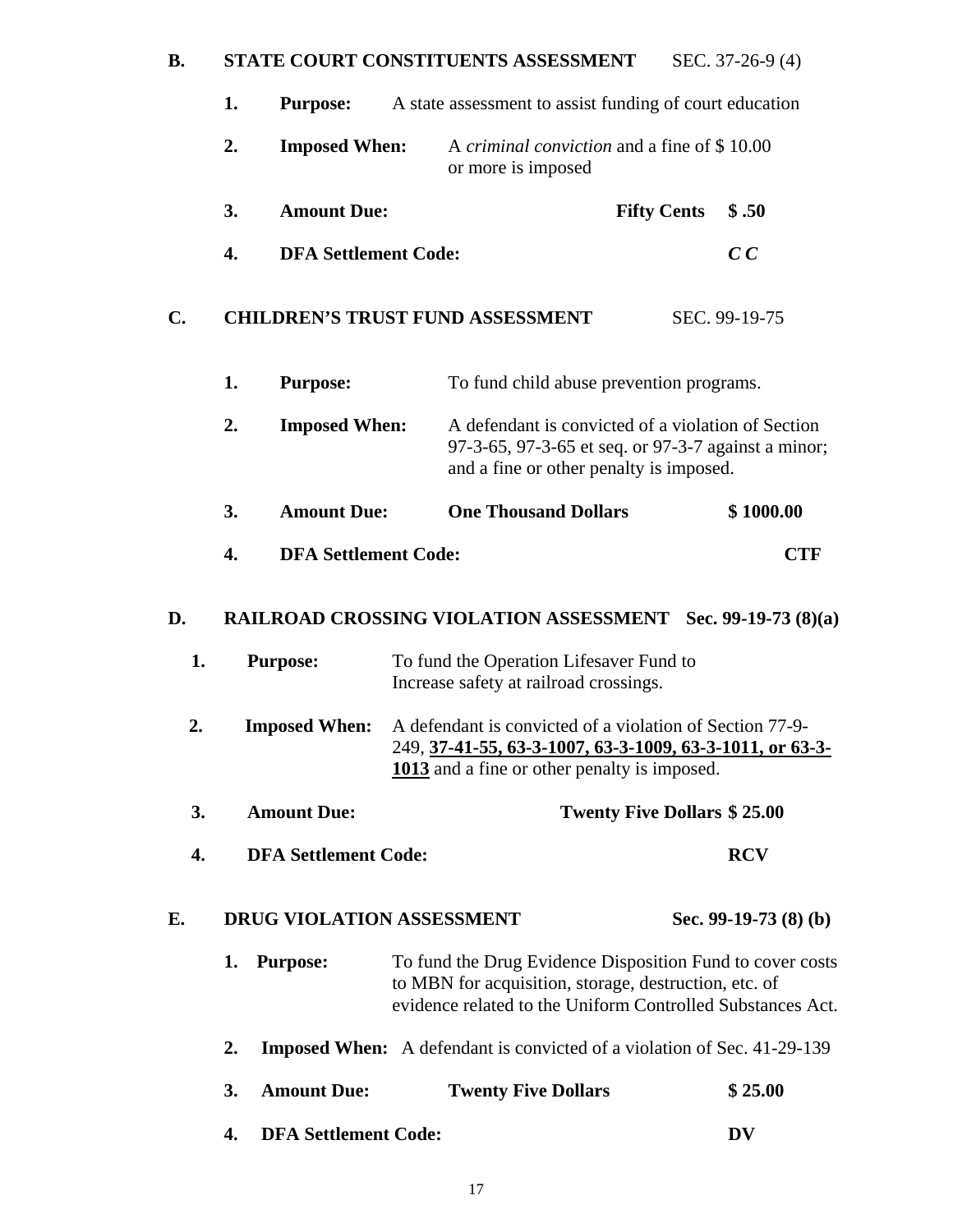**B. STATE COURT CONSTITUENTS ASSESSMENT** SEC. 37-26-9 (4)

1. **Purpose:** A state assessment to assist funding of court education
2. **Imposed When:** A *criminal conviction* and a fine of $ 10.00 or more is imposed
3. **Amount Due:** **Fifty Cents** **$ .50**
4. **DFA Settlement Code:** ***C C***

**C. CHILDREN'S TRUST FUND ASSESSMENT** SEC. 99-19-75

1. **Purpose:** To fund child abuse prevention programs.
2. **Imposed When:** A defendant is convicted of a violation of Section 97-3-65, 97-3-65 et seq. or 97-3-7 against a minor; and a fine or other penalty is imposed.
3. **Amount Due:** **One Thousand Dollars** **$ 1000.00**
4. **DFA Settlement Code:** **CTF**

**D. RAILROAD CROSSING VIOLATION ASSESSMENT Sec. 99-19-73 (8)(a)**

1. **Purpose:** To fund the Operation Lifesaver Fund to Increase safety at railroad crossings.
2. **Imposed When:** A defendant is convicted of a violation of Section 77-9-249, **37-41-55, 63-3-1007, 63-3-1009, 63-3-1011, or 63-3-1013** and a fine or other penalty is imposed.
3. **Amount Due:** **Twenty Five Dollars $ 25.00**
4. **DFA Settlement Code:** **RCV**

**E. DRUG VIOLATION ASSESSMENT Sec. 99-19-73 (8) (b)**

1. **Purpose:** To fund the Drug Evidence Disposition Fund to cover costs to MBN for acquisition, storage, destruction, etc. of evidence related to the Uniform Controlled Substances Act.
2. **Imposed When:** A defendant is convicted of a violation of Sec. 41-29-139
3. **Amount Due:** **Twenty Five Dollars** **$ 25.00**
4. **DFA Settlement Code:** **DV**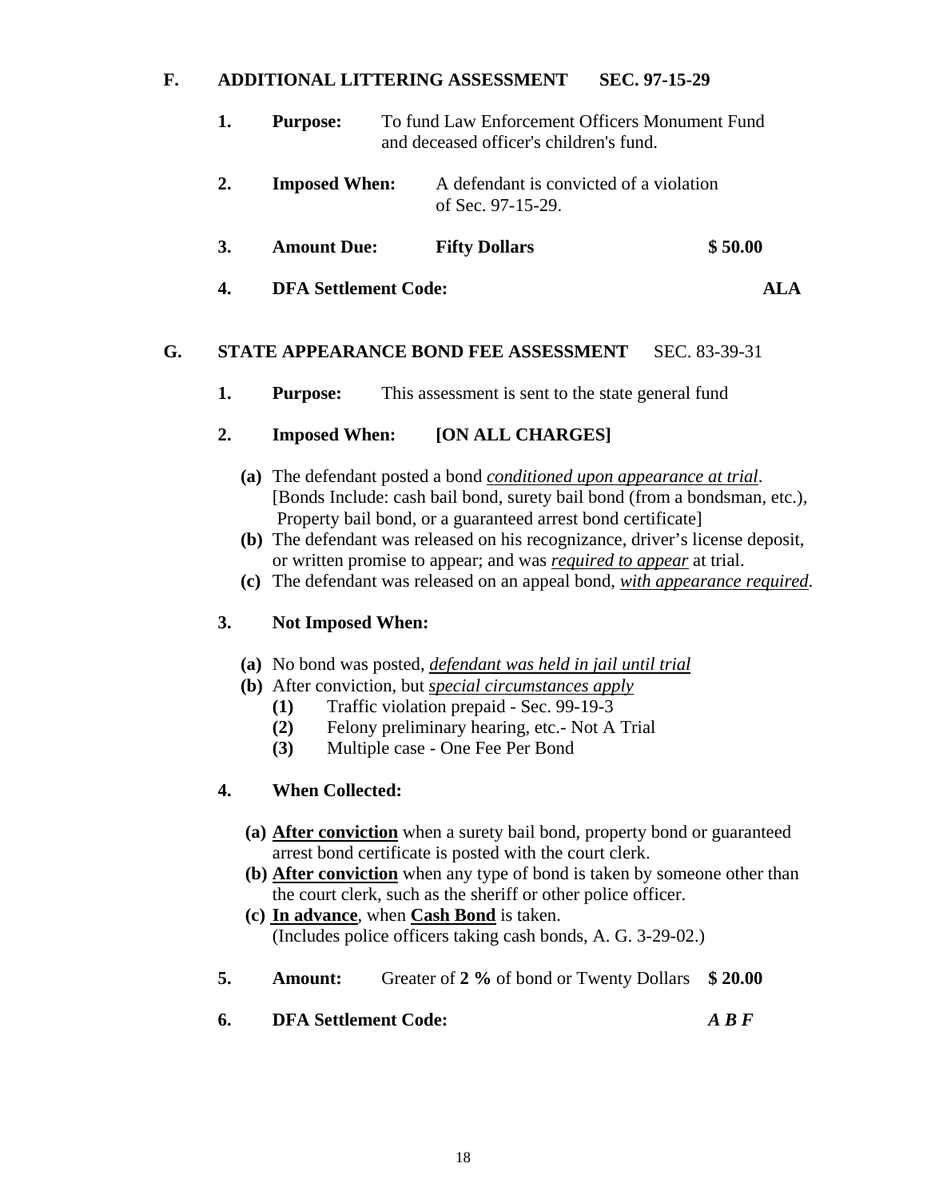## F. ADDITIONAL LITTERING ASSESSMENT SEC. 97-15-29

1. **Purpose:** To fund Law Enforcement Officers Monument Fund and deceased officer's children's fund.

2. **Imposed When:** A defendant is convicted of a violation of Sec. 97-15-29.

3. **Amount Due:** **Fifty Dollars** **$ 50.00**

4. **DFA Settlement Code:** **ALA**

## G. STATE APPEARANCE BOND FEE ASSESSMENT SEC. 83-39-31

1. **Purpose:** This assessment is sent to the state general fund

2. **Imposed When:** **[ON ALL CHARGES]**

   **(a)** The defendant posted a bond *conditioned upon appearance at trial*. [Bonds Include: cash bail bond, surety bail bond (from a bondsman, etc.), Property bail bond, or a guaranteed arrest bond certificate]

   **(b)** The defendant was released on his recognizance, driver's license deposit, or written promise to appear; and was *required to appear* at trial.

   **(c)** The defendant was released on an appeal bond, *with appearance required*.

3. **Not Imposed When:**

   **(a)** No bond was posted, *defendant was held in jail until trial*

   **(b)** After conviction, but *special circumstances apply*

   - **(1)** Traffic violation prepaid - Sec. 99-19-3
   - **(2)** Felony preliminary hearing, etc.- Not A Trial
   - **(3)** Multiple case - One Fee Per Bond

4. **When Collected:**

   **(a)** **After conviction** when a surety bail bond, property bond or guaranteed arrest bond certificate is posted with the court clerk.

   **(b)** **After conviction** when any type of bond is taken by someone other than the court clerk, such as the sheriff or other police officer.

   **(c)** **In advance**, when **Cash Bond** is taken. (Includes police officers taking cash bonds, A. G. 3-29-02.)

5. **Amount:** Greater of **2 %** of bond or Twenty Dollars **$ 20.00**

6. **DFA Settlement Code:** ***A B F***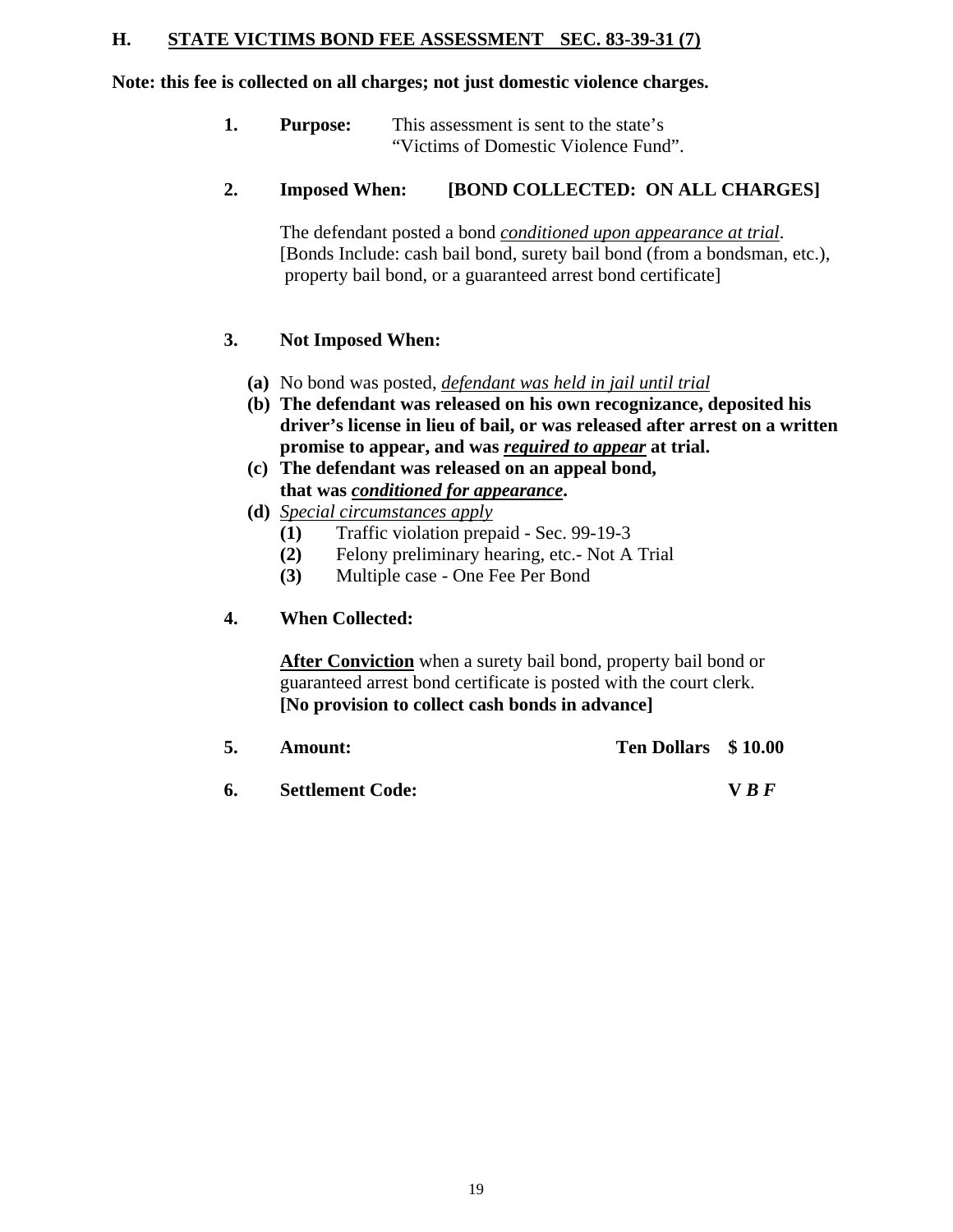## H. STATE VICTIMS BOND FEE ASSESSMENT SEC. 83-39-31 (7)

**Note: this fee is collected on all charges; not just domestic violence charges.**

1. **Purpose:** This assessment is sent to the state's "Victims of Domestic Violence Fund".

2. **Imposed When:** **[BOND COLLECTED: ON ALL CHARGES]**

   The defendant posted a bond *conditioned upon appearance at trial*. [Bonds Include: cash bail bond, surety bail bond (from a bondsman, etc.), property bail bond, or a guaranteed arrest bond certificate]

3. **Not Imposed When:**

   **(a)** No bond was posted, *defendant was held in jail until trial*
   **(b)** **The defendant was released on his own recognizance, deposited his driver's license in lieu of bail, or was released after arrest on a written promise to appear, and was *required to appear* at trial.**
   **(c)** **The defendant was released on an appeal bond, that was *conditioned for appearance*.**
   **(d)** *Special circumstances apply*
   - **(1)** Traffic violation prepaid - Sec. 99-19-3
   - **(2)** Felony preliminary hearing, etc.- Not A Trial
   - **(3)** Multiple case - One Fee Per Bond

4. **When Collected:**

   **After Conviction** when a surety bail bond, property bail bond or guaranteed arrest bond certificate is posted with the court clerk.
   **[No provision to collect cash bonds in advance]**

5. **Amount:** **Ten Dollars $ 10.00**

6. **Settlement Code:** **V *B F***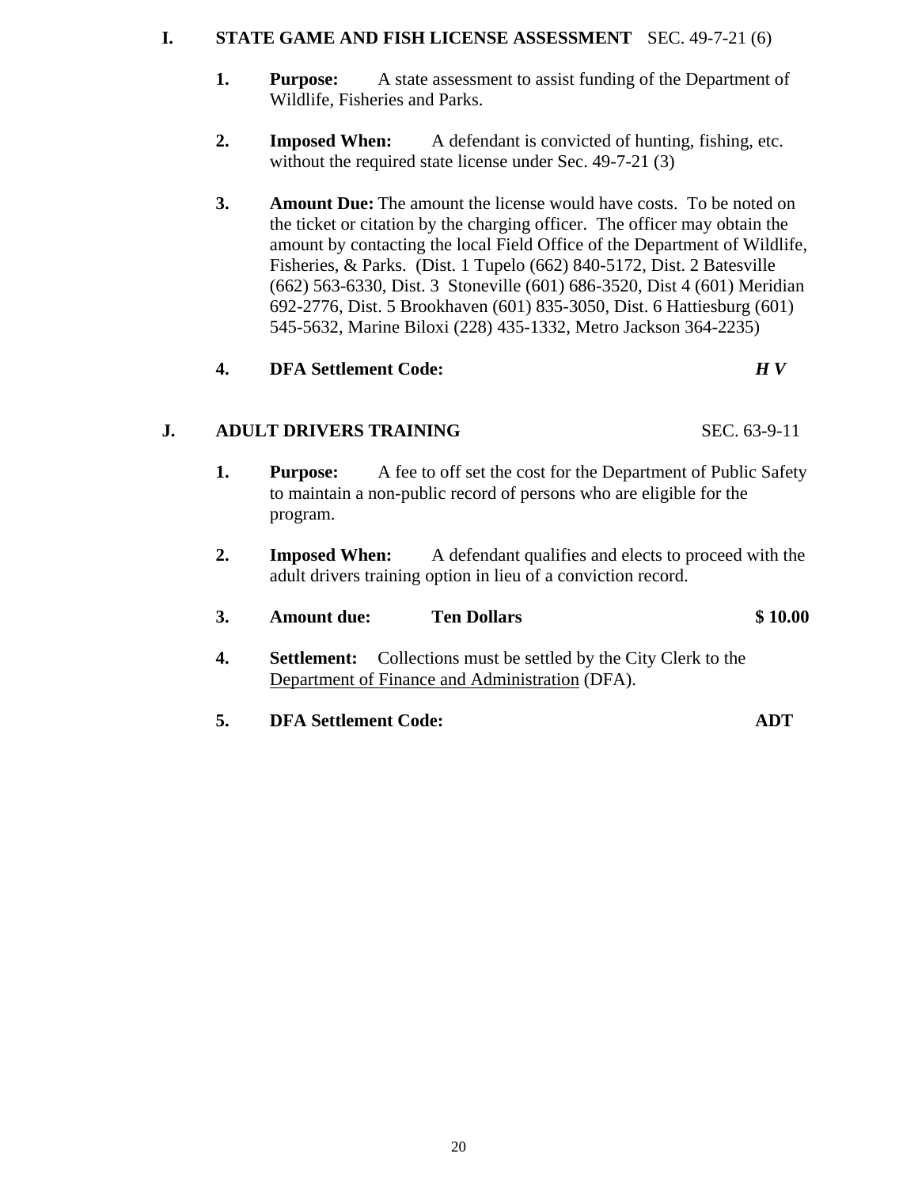## I. STATE GAME AND FISH LICENSE ASSESSMENT SEC. 49-7-21 (6)

1. **Purpose:** A state assessment to assist funding of the Department of Wildlife, Fisheries and Parks.

2. **Imposed When:** A defendant is convicted of hunting, fishing, etc. without the required state license under Sec. 49-7-21 (3)

3. **Amount Due:** The amount the license would have costs. To be noted on the ticket or citation by the charging officer. The officer may obtain the amount by contacting the local Field Office of the Department of Wildlife, Fisheries, & Parks. (Dist. 1 Tupelo (662) 840-5172, Dist. 2 Batesville (662) 563-6330, Dist. 3 Stoneville (601) 686-3520, Dist 4 (601) Meridian 692-2776, Dist. 5 Brookhaven (601) 835-3050, Dist. 6 Hattiesburg (601) 545-5632, Marine Biloxi (228) 435-1332, Metro Jackson 364-2235)

4. **DFA Settlement Code:** ***H V***

## J. ADULT DRIVERS TRAINING SEC. 63-9-11

1. **Purpose:** A fee to off set the cost for the Department of Public Safety to maintain a non-public record of persons who are eligible for the program.

2. **Imposed When:** A defendant qualifies and elects to proceed with the adult drivers training option in lieu of a conviction record.

3. **Amount due:** **Ten Dollars** **$ 10.00**

4. **Settlement:** Collections must be settled by the City Clerk to the Department of Finance and Administration (DFA).

5. **DFA Settlement Code:** **ADT**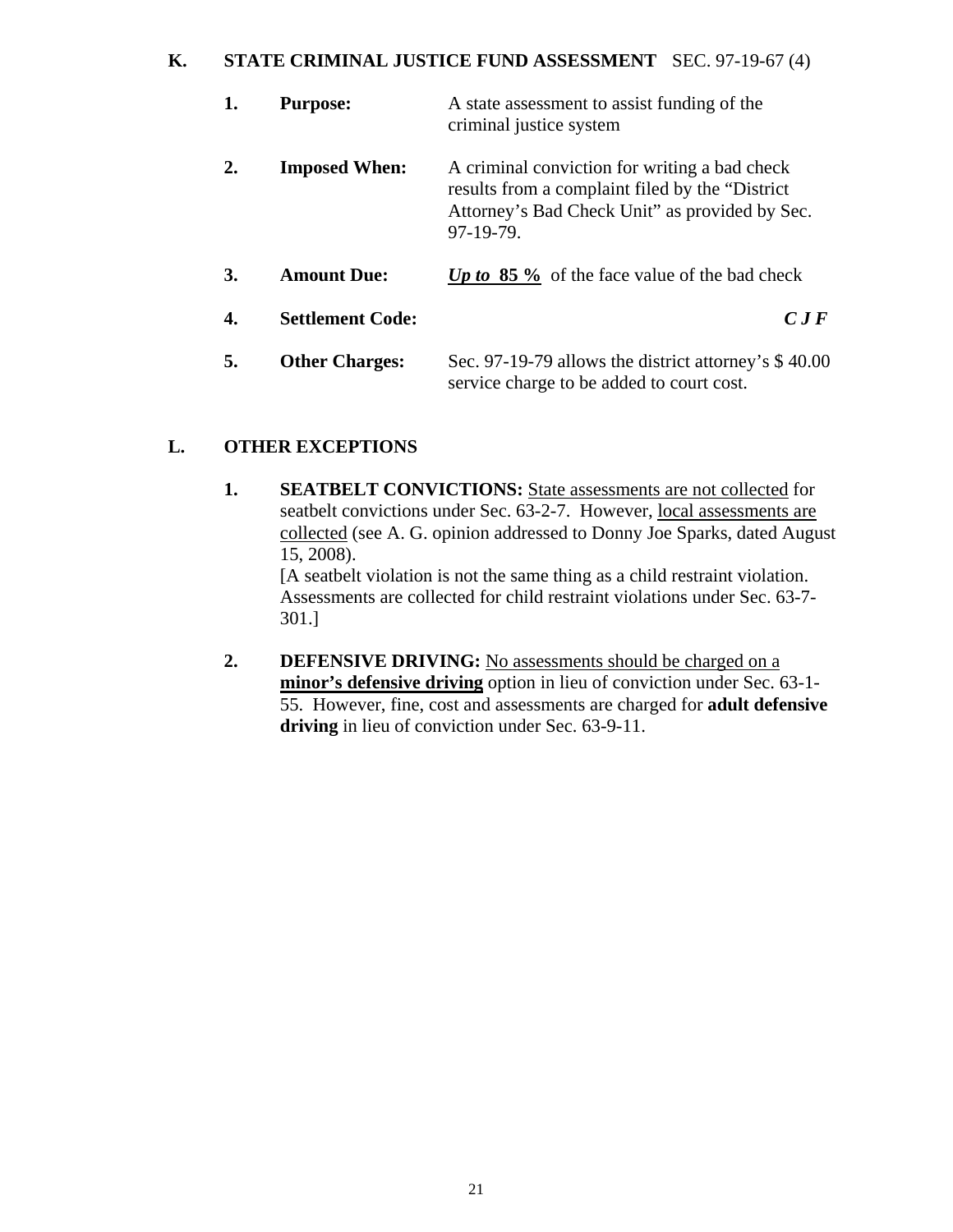## K. STATE CRIMINAL JUSTICE FUND ASSESSMENT SEC. 97-19-67 (4)

1. **Purpose:** A state assessment to assist funding of the criminal justice system

2. **Imposed When:** A criminal conviction for writing a bad check results from a complaint filed by the "District Attorney's Bad Check Unit" as provided by Sec. 97-19-79.

3. **Amount Due:** ***Up to* 85 %** of the face value of the bad check

4. **Settlement Code:** ***C J F***

5. **Other Charges:** Sec. 97-19-79 allows the district attorney's $ 40.00 service charge to be added to court cost.

## L. OTHER EXCEPTIONS

1. **SEATBELT CONVICTIONS:** State assessments are not collected for seatbelt convictions under Sec. 63-2-7. However, local assessments are collected (see A. G. opinion addressed to Donny Joe Sparks, dated August 15, 2008).
   [A seatbelt violation is not the same thing as a child restraint violation. Assessments are collected for child restraint violations under Sec. 63-7-301.]

2. **DEFENSIVE DRIVING:** No assessments should be charged on a **minor's defensive driving** option in lieu of conviction under Sec. 63-1-55. However, fine, cost and assessments are charged for **adult defensive driving** in lieu of conviction under Sec. 63-9-11.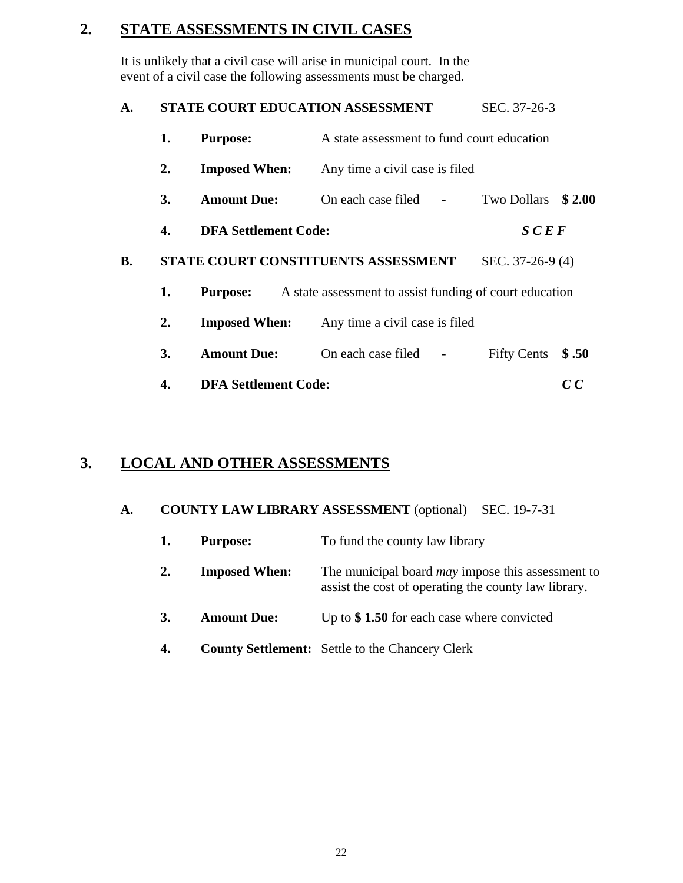## 2. STATE ASSESSMENTS IN CIVIL CASES

It is unlikely that a civil case will arise in municipal court. In the event of a civil case the following assessments must be charged.

### A. STATE COURT EDUCATION ASSESSMENT SEC. 37-26-3

1. **Purpose:** A state assessment to fund court education
2. **Imposed When:** Any time a civil case is filed
3. **Amount Due:** On each case filed - Two Dollars **$ 2.00**
4. **DFA Settlement Code:** ***S C E F***

### B. STATE COURT CONSTITUENTS ASSESSMENT SEC. 37-26-9 (4)

1. **Purpose:** A state assessment to assist funding of court education
2. **Imposed When:** Any time a civil case is filed
3. **Amount Due:** On each case filed - Fifty Cents **$ .50**
4. **DFA Settlement Code:** ***C C***

## 3. LOCAL AND OTHER ASSESSMENTS

### A. COUNTY LAW LIBRARY ASSESSMENT (optional) SEC. 19-7-31

1. **Purpose:** To fund the county law library
2. **Imposed When:** The municipal board *may* impose this assessment to assist the cost of operating the county law library.
3. **Amount Due:** Up to **$ 1.50** for each case where convicted
4. **County Settlement:** Settle to the Chancery Clerk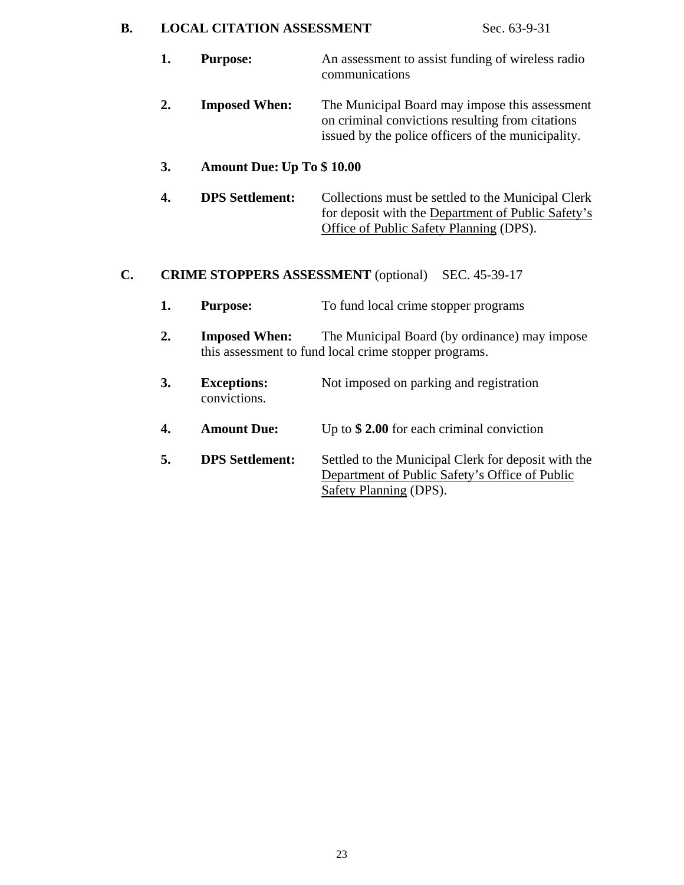**B. LOCAL CITATION ASSESSMENT** Sec. 63-9-31

1. **Purpose:** An assessment to assist funding of wireless radio communications

2. **Imposed When:** The Municipal Board may impose this assessment on criminal convictions resulting from citations issued by the police officers of the municipality.

3. **Amount Due: Up To $ 10.00**

4. **DPS Settlement:** Collections must be settled to the Municipal Clerk for deposit with the Department of Public Safety's Office of Public Safety Planning (DPS).

**C. CRIME STOPPERS ASSESSMENT** (optional) SEC. 45-39-17

1. **Purpose:** To fund local crime stopper programs

2. **Imposed When:** The Municipal Board (by ordinance) may impose this assessment to fund local crime stopper programs.

3. **Exceptions:** Not imposed on parking and registration convictions.

4. **Amount Due:** Up to **$ 2.00** for each criminal conviction

5. **DPS Settlement:** Settled to the Municipal Clerk for deposit with the Department of Public Safety's Office of Public Safety Planning (DPS).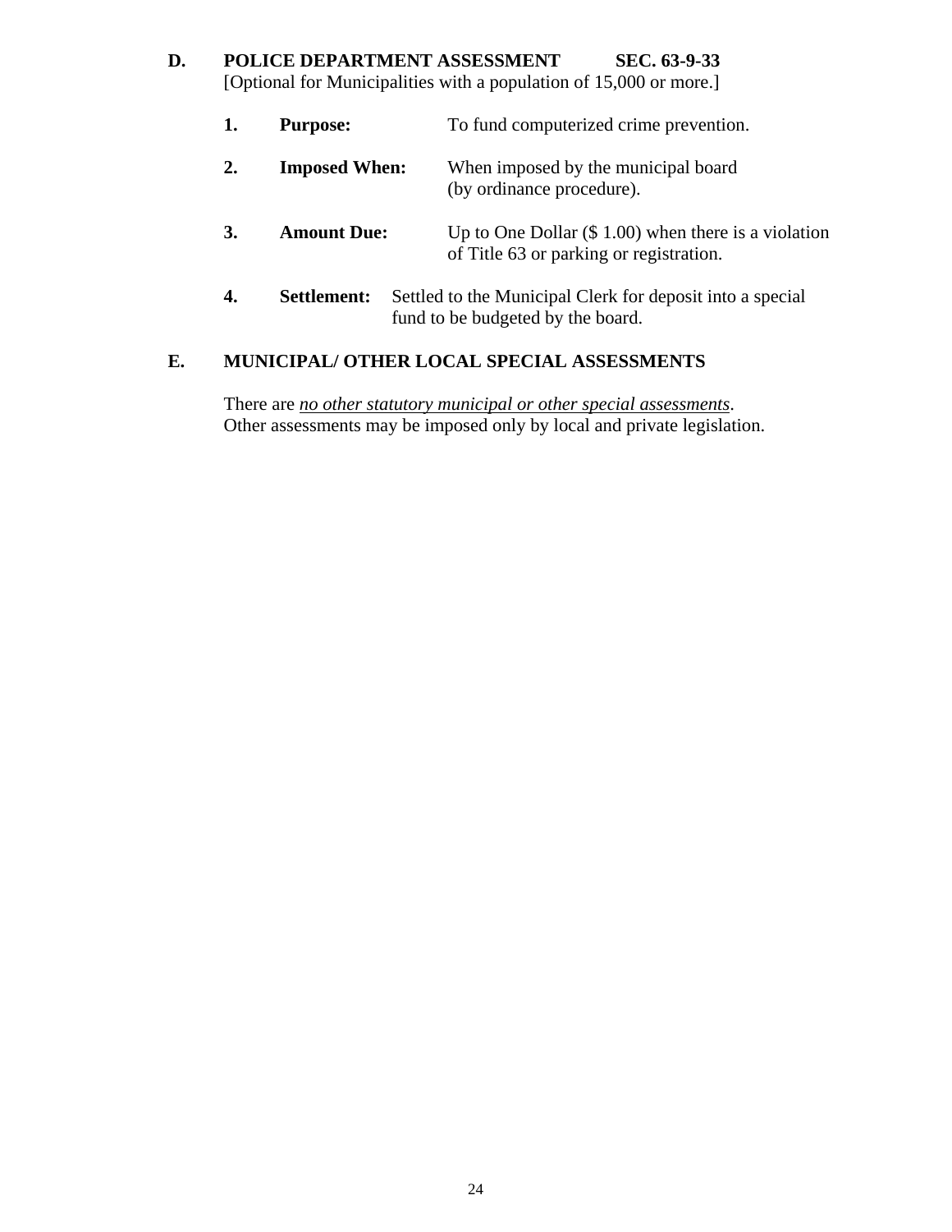**D. POLICE DEPARTMENT ASSESSMENT SEC. 63-9-33**

[Optional for Municipalities with a population of 15,000 or more.]

1. **Purpose:** To fund computerized crime prevention.

2. **Imposed When:** When imposed by the municipal board (by ordinance procedure).

3. **Amount Due:** Up to One Dollar ($ 1.00) when there is a violation of Title 63 or parking or registration.

4. **Settlement:** Settled to the Municipal Clerk for deposit into a special fund to be budgeted by the board.

**E. MUNICIPAL/ OTHER LOCAL SPECIAL ASSESSMENTS**

There are *no other statutory municipal or other special assessments*. Other assessments may be imposed only by local and private legislation.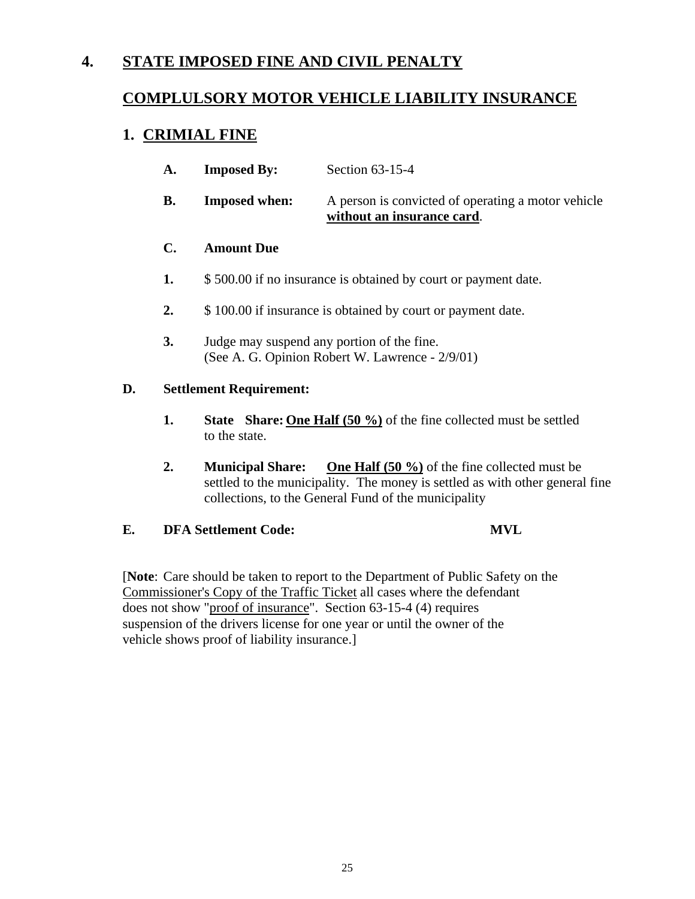## 4. STATE IMPOSED FINE AND CIVIL PENALTY

## COMPLULSORY MOTOR VEHICLE LIABILITY INSURANCE

### 1. CRIMIAL FINE

**A. Imposed By:** Section 63-15-4

**B. Imposed when:** A person is convicted of operating a motor vehicle **without an insurance card**.

**C. Amount Due**

1. $ 500.00 if no insurance is obtained by court or payment date.

2. $ 100.00 if insurance is obtained by court or payment date.

3. Judge may suspend any portion of the fine. (See A. G. Opinion Robert W. Lawrence - 2/9/01)

**D. Settlement Requirement:**

1. **State Share:** **One Half (50 %)** of the fine collected must be settled to the state.

2. **Municipal Share:** **One Half (50 %)** of the fine collected must be settled to the municipality. The money is settled as with other general fine collections, to the General Fund of the municipality

**E. DFA Settlement Code:** **MVL**

[**Note**: Care should be taken to report to the Department of Public Safety on the Commissioner's Copy of the Traffic Ticket all cases where the defendant does not show "proof of insurance". Section 63-15-4 (4) requires suspension of the drivers license for one year or until the owner of the vehicle shows proof of liability insurance.]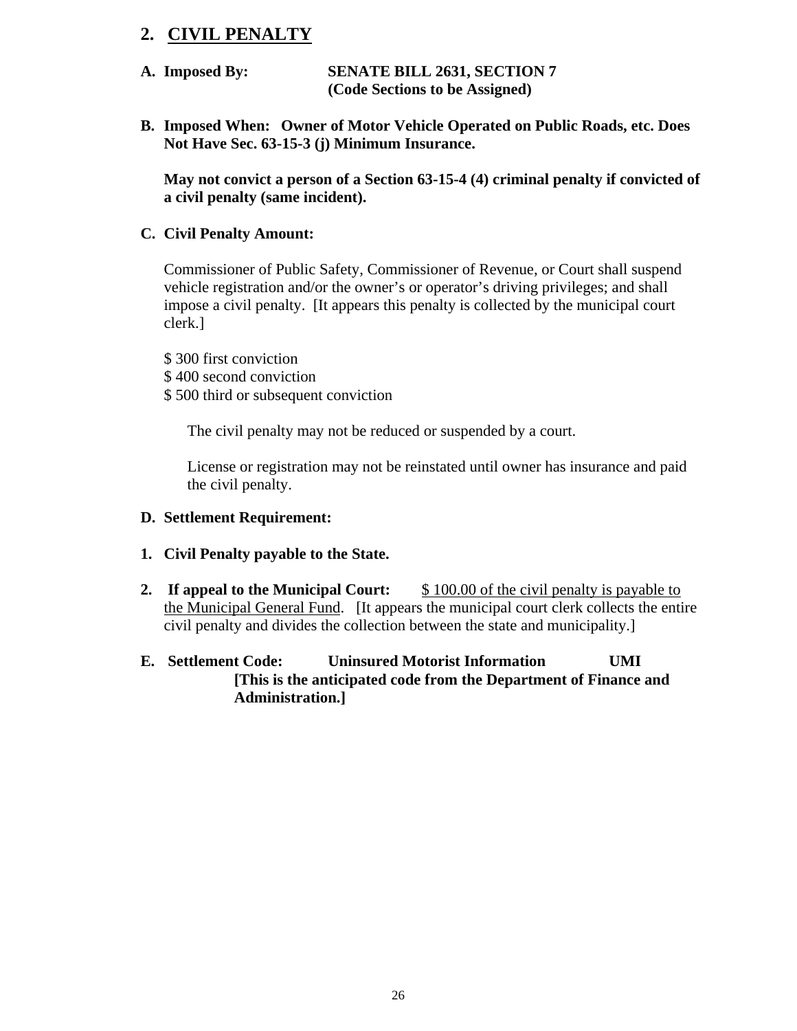## 2. CIVIL PENALTY

**A. Imposed By:** **SENATE BILL 2631, SECTION 7 (Code Sections to be Assigned)**

**B. Imposed When:** **Owner of Motor Vehicle Operated on Public Roads, etc. Does Not Have Sec. 63-15-3 (j) Minimum Insurance.**

**May not convict a person of a Section 63-15-4 (4) criminal penalty if convicted of a civil penalty (same incident).**

**C. Civil Penalty Amount:**

Commissioner of Public Safety, Commissioner of Revenue, or Court shall suspend vehicle registration and/or the owner's or operator's driving privileges; and shall impose a civil penalty. [It appears this penalty is collected by the municipal court clerk.]

$ 300 first conviction
$ 400 second conviction
$ 500 third or subsequent conviction

The civil penalty may not be reduced or suspended by a court.

License or registration may not be reinstated until owner has insurance and paid the civil penalty.

**D. Settlement Requirement:**

**1. Civil Penalty payable to the State.**

**2. If appeal to the Municipal Court:** $ 100.00 of the civil penalty is payable to the Municipal General Fund. [It appears the municipal court clerk collects the entire civil penalty and divides the collection between the state and municipality.]

**E. Settlement Code:** **Uninsured Motorist Information** **UMI**
**[This is the anticipated code from the Department of Finance and Administration.]**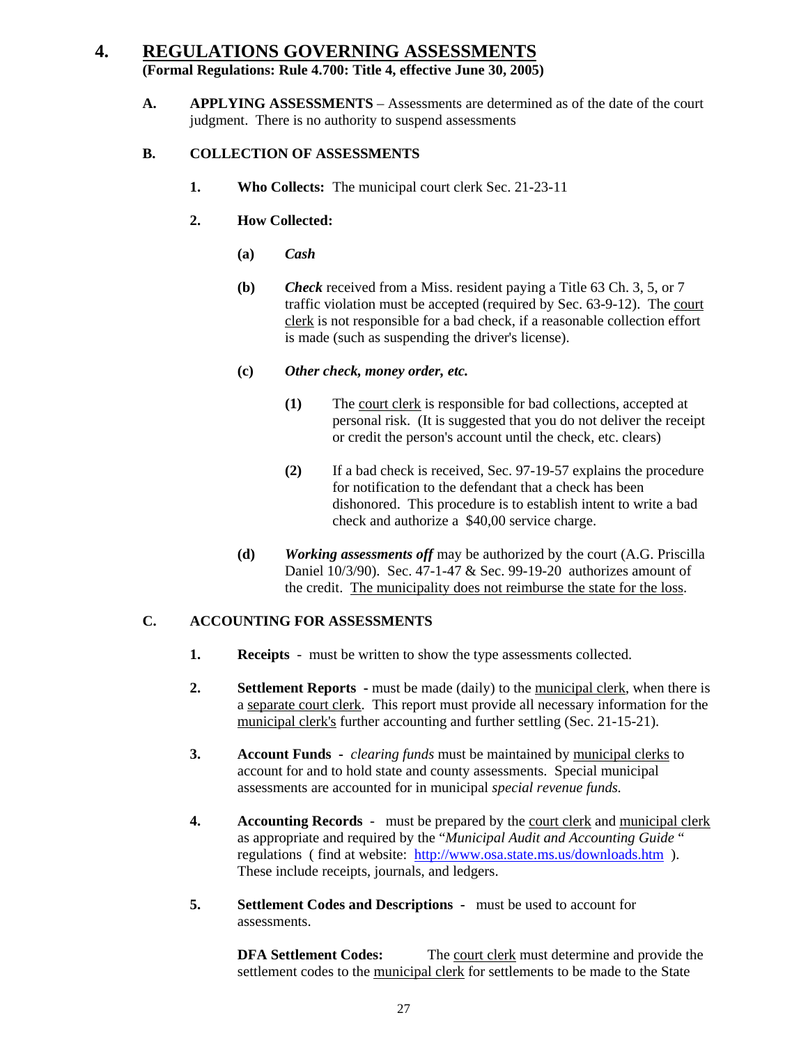# 4. <u>REGULATIONS GOVERNING ASSESSMENTS</u>

**(Formal Regulations: Rule 4.700: Title 4, effective June 30, 2005)**

**A. APPLYING ASSESSMENTS** – Assessments are determined as of the date of the court judgment. There is no authority to suspend assessments

**B. COLLECTION OF ASSESSMENTS**

**1. Who Collects:** The municipal court clerk Sec. 21-23-11

**2. How Collected:**

**(a)** ***Cash***

**(b)** ***Check*** received from a Miss. resident paying a Title 63 Ch. 3, 5, or 7 traffic violation must be accepted (required by Sec. 63-9-12). The <u>court clerk</u> is not responsible for a bad check, if a reasonable collection effort is made (such as suspending the driver's license).

**(c)** ***Other check, money order, etc.***

**(1)** The <u>court clerk</u> is responsible for bad collections, accepted at personal risk. (It is suggested that you do not deliver the receipt or credit the person's account until the check, etc. clears)

**(2)** If a bad check is received, Sec. 97-19-57 explains the procedure for notification to the defendant that a check has been dishonored. This procedure is to establish intent to write a bad check and authorize a $40,00 service charge.

**(d)** ***Working assessments off*** may be authorized by the court (A.G. Priscilla Daniel 10/3/90). Sec. 47-1-47 & Sec. 99-19-20 authorizes amount of the credit. <u>The municipality does not reimburse the state for the loss</u>.

**C. ACCOUNTING FOR ASSESSMENTS**

**1. Receipts** - must be written to show the type assessments collected.

**2. Settlement Reports** - must be made (daily) to the <u>municipal clerk</u>, when there is a <u>separate court clerk</u>. This report must provide all necessary information for the <u>municipal clerk's</u> further accounting and further settling (Sec. 21-15-21).

**3. Account Funds** - *clearing funds* must be maintained by <u>municipal clerks</u> to account for and to hold state and county assessments. Special municipal assessments are accounted for in municipal *special revenue funds.*

**4. Accounting Records** - must be prepared by the <u>court clerk</u> and <u>municipal clerk</u> as appropriate and required by the "*Municipal Audit and Accounting Guide* " regulations ( find at website: http://www.osa.state.ms.us/downloads.htm ). These include receipts, journals, and ledgers.

**5. Settlement Codes and Descriptions** - must be used to account for assessments.

**DFA Settlement Codes:** The <u>court clerk</u> must determine and provide the settlement codes to the <u>municipal clerk</u> for settlements to be made to the State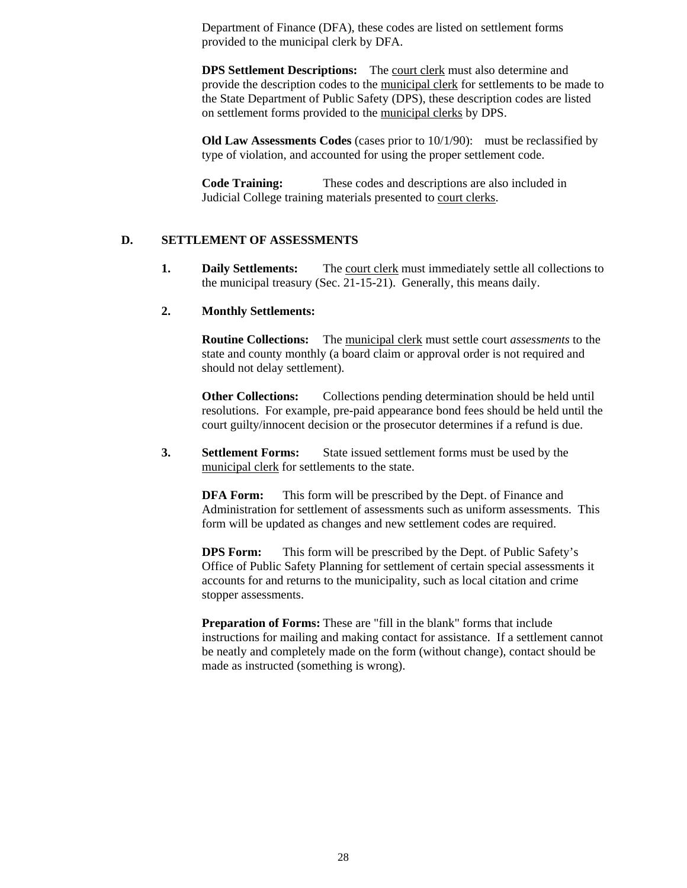Department of Finance (DFA), these codes are listed on settlement forms provided to the municipal clerk by DFA.

**DPS Settlement Descriptions:** The court clerk must also determine and provide the description codes to the municipal clerk for settlements to be made to the State Department of Public Safety (DPS), these description codes are listed on settlement forms provided to the municipal clerks by DPS.

**Old Law Assessments Codes** (cases prior to 10/1/90): must be reclassified by type of violation, and accounted for using the proper settlement code.

**Code Training:** These codes and descriptions are also included in Judicial College training materials presented to court clerks.

## D. SETTLEMENT OF ASSESSMENTS

**1. Daily Settlements:** The court clerk must immediately settle all collections to the municipal treasury (Sec. 21-15-21). Generally, this means daily.

**2. Monthly Settlements:**

**Routine Collections:** The municipal clerk must settle court *assessments* to the state and county monthly (a board claim or approval order is not required and should not delay settlement).

**Other Collections:** Collections pending determination should be held until resolutions. For example, pre-paid appearance bond fees should be held until the court guilty/innocent decision or the prosecutor determines if a refund is due.

**3. Settlement Forms:** State issued settlement forms must be used by the municipal clerk for settlements to the state.

**DFA Form:** This form will be prescribed by the Dept. of Finance and Administration for settlement of assessments such as uniform assessments. This form will be updated as changes and new settlement codes are required.

**DPS Form:** This form will be prescribed by the Dept. of Public Safety's Office of Public Safety Planning for settlement of certain special assessments it accounts for and returns to the municipality, such as local citation and crime stopper assessments.

**Preparation of Forms:** These are "fill in the blank" forms that include instructions for mailing and making contact for assistance. If a settlement cannot be neatly and completely made on the form (without change), contact should be made as instructed (something is wrong).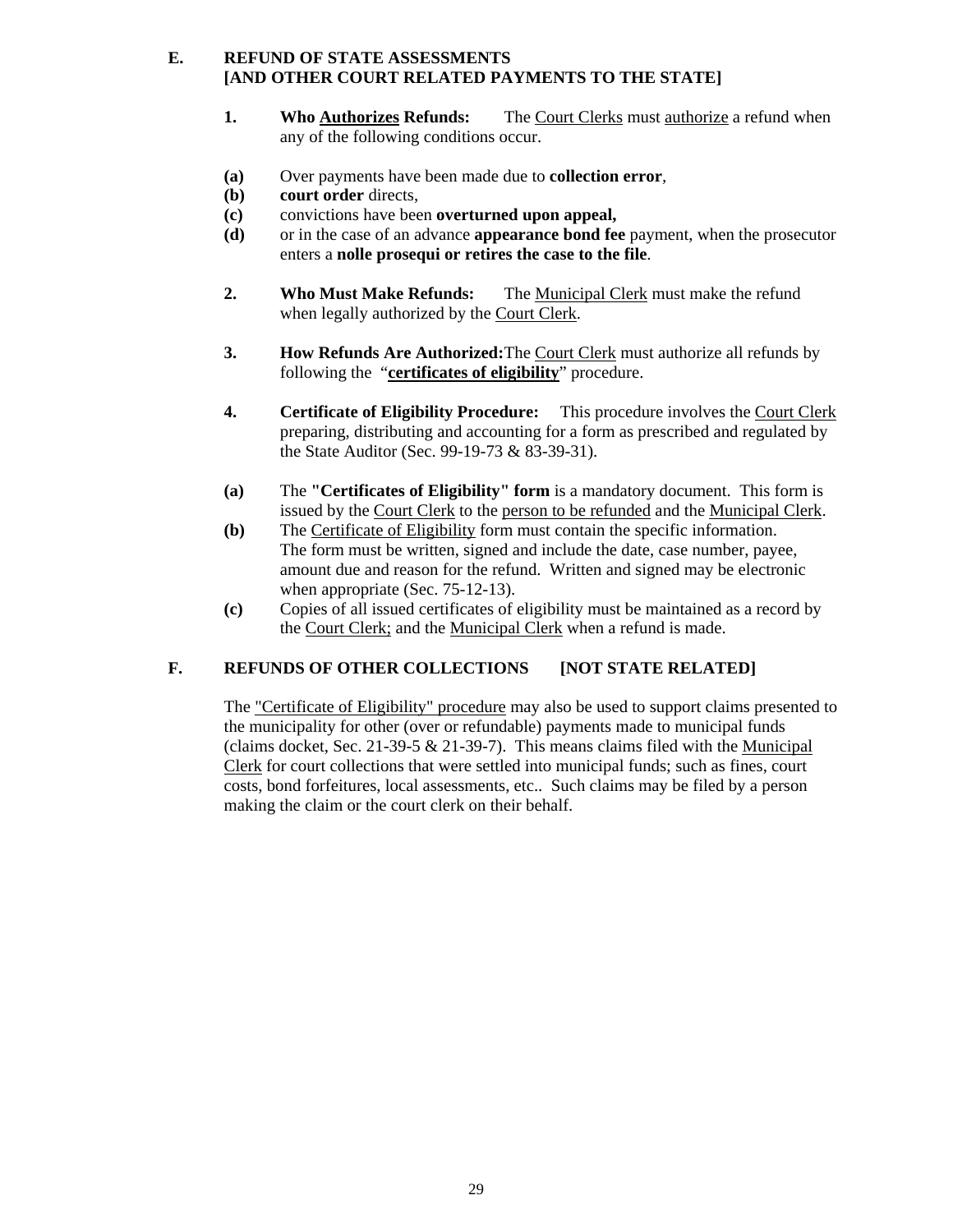## E. REFUND OF STATE ASSESSMENTS [AND OTHER COURT RELATED PAYMENTS TO THE STATE]

**1. Who Authorizes Refunds:** The Court Clerks must authorize a refund when any of the following conditions occur.

**(a)** Over payments have been made due to **collection error**,
**(b)** **court order** directs,
**(c)** convictions have been **overturned upon appeal,**
**(d)** or in the case of an advance **appearance bond fee** payment, when the prosecutor enters a **nolle prosequi or retires the case to the file**.

**2. Who Must Make Refunds:** The Municipal Clerk must make the refund when legally authorized by the Court Clerk.

**3. How Refunds Are Authorized:** The Court Clerk must authorize all refunds by following the "**certificates of eligibility**" procedure.

**4. Certificate of Eligibility Procedure:** This procedure involves the Court Clerk preparing, distributing and accounting for a form as prescribed and regulated by the State Auditor (Sec. 99-19-73 & 83-39-31).

**(a)** The **"Certificates of Eligibility" form** is a mandatory document. This form is issued by the Court Clerk to the person to be refunded and the Municipal Clerk.
**(b)** The Certificate of Eligibility form must contain the specific information. The form must be written, signed and include the date, case number, payee, amount due and reason for the refund. Written and signed may be electronic when appropriate (Sec. 75-12-13).
**(c)** Copies of all issued certificates of eligibility must be maintained as a record by the Court Clerk; and the Municipal Clerk when a refund is made.

## F. REFUNDS OF OTHER COLLECTIONS [NOT STATE RELATED]

The "Certificate of Eligibility" procedure may also be used to support claims presented to the municipality for other (over or refundable) payments made to municipal funds (claims docket, Sec. 21-39-5 & 21-39-7). This means claims filed with the Municipal Clerk for court collections that were settled into municipal funds; such as fines, court costs, bond forfeitures, local assessments, etc.. Such claims may be filed by a person making the claim or the court clerk on their behalf.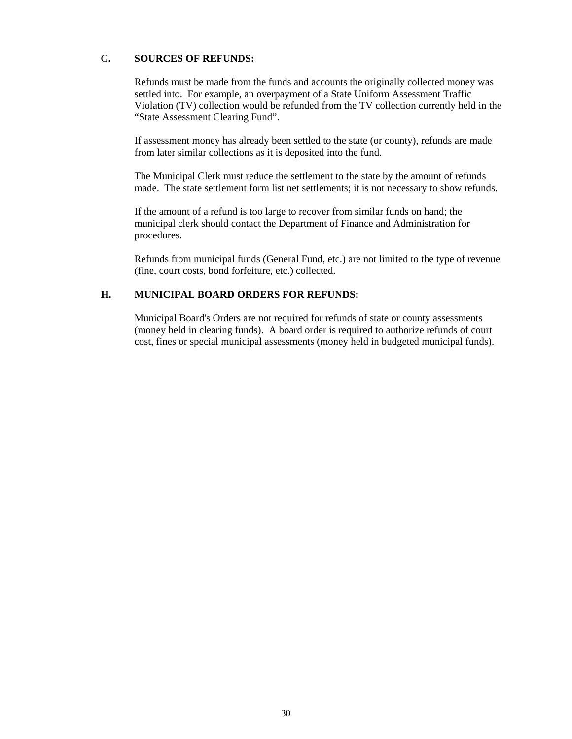## G. SOURCES OF REFUNDS:

Refunds must be made from the funds and accounts the originally collected money was settled into. For example, an overpayment of a State Uniform Assessment Traffic Violation (TV) collection would be refunded from the TV collection currently held in the "State Assessment Clearing Fund".

If assessment money has already been settled to the state (or county), refunds are made from later similar collections as it is deposited into the fund.

The Municipal Clerk must reduce the settlement to the state by the amount of refunds made. The state settlement form list net settlements; it is not necessary to show refunds.

If the amount of a refund is too large to recover from similar funds on hand; the municipal clerk should contact the Department of Finance and Administration for procedures.

Refunds from municipal funds (General Fund, etc.) are not limited to the type of revenue (fine, court costs, bond forfeiture, etc.) collected.

## H. MUNICIPAL BOARD ORDERS FOR REFUNDS:

Municipal Board's Orders are not required for refunds of state or county assessments (money held in clearing funds). A board order is required to authorize refunds of court cost, fines or special municipal assessments (money held in budgeted municipal funds).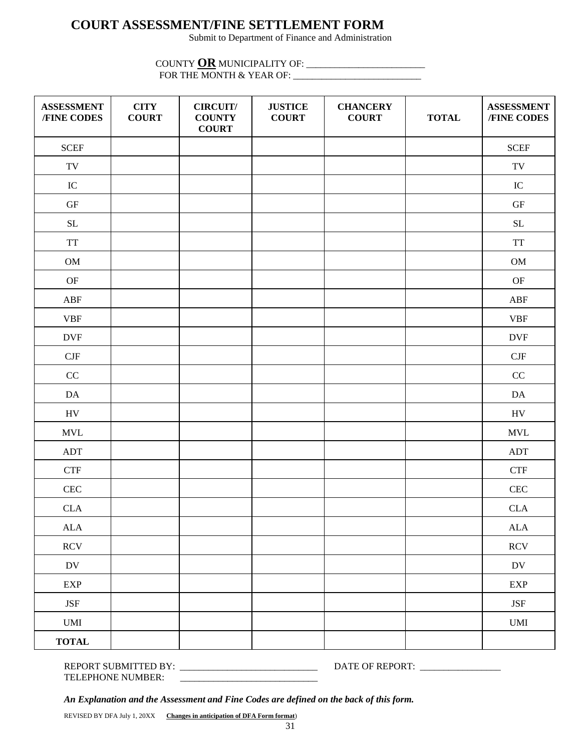# COURT ASSESSMENT/FINE SETTLEMENT FORM

Submit to Department of Finance and Administration

COUNTY **OR** MUNICIPALITY OF: _________________________

FOR THE MONTH & YEAR OF: ___________________________

| ASSESSMENT /FINE CODES | CITY COURT | CIRCUIT/ COUNTY COURT | JUSTICE COURT | CHANCERY COURT | TOTAL | ASSESSMENT /FINE CODES |
|---|---|---|---|---|---|---|
| SCEF | | | | | | SCEF |
| TV | | | | | | TV |
| IC | | | | | | IC |
| GF | | | | | | GF |
| SL | | | | | | SL |
| TT | | | | | | TT |
| OM | | | | | | OM |
| OF | | | | | | OF |
| ABF | | | | | | ABF |
| VBF | | | | | | VBF |
| DVF | | | | | | DVF |
| CJF | | | | | | CJF |
| CC | | | | | | CC |
| DA | | | | | | DA |
| HV | | | | | | HV |
| MVL | | | | | | MVL |
| ADT | | | | | | ADT |
| CTF | | | | | | CTF |
| CEC | | | | | | CEC |
| CLA | | | | | | CLA |
| ALA | | | | | | ALA |
| RCV | | | | | | RCV |
| DV | | | | | | DV |
| EXP | | | | | | EXP |
| JSF | | | | | | JSF |
| UMI | | | | | | UMI |
| **TOTAL** | | | | | | |

REPORT SUBMITTED BY: _____________________________ DATE OF REPORT: _________________

TELEPHONE NUMBER: _____________________________

***An Explanation and the Assessment and Fine Codes are defined on the back of this form.***

REVISED BY DFA July 1, 20XX **Changes in anticipation of DFA Form format**)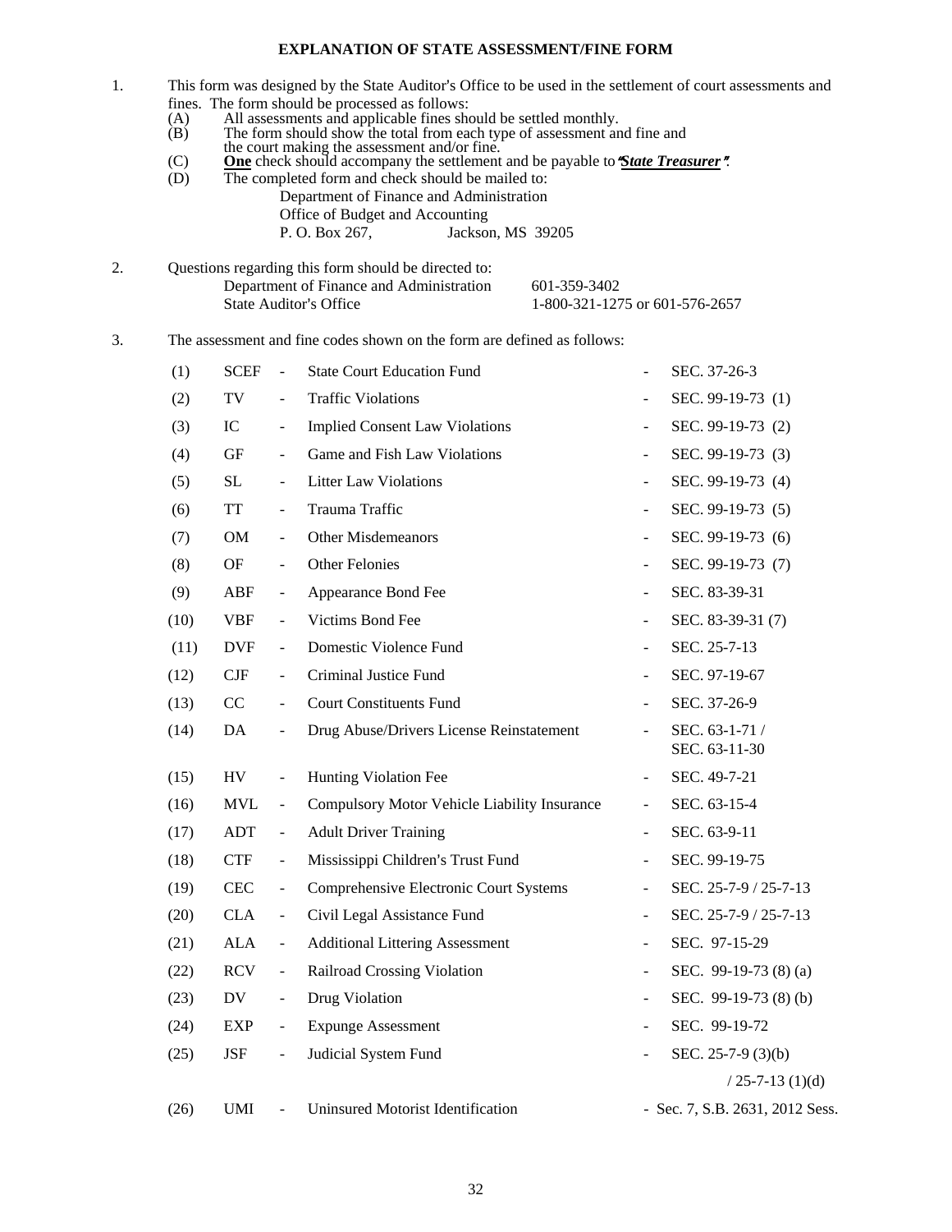# EXPLANATION OF STATE ASSESSMENT/FINE FORM

1. This form was designed by the State Auditor's Office to be used in the settlement of court assessments and fines. The form should be processed as follows:
   - (A) All assessments and applicable fines should be settled monthly.
   - (B) The form should show the total from each type of assessment and fine and the court making the assessment and/or fine.
   - (C) **One** check should accompany the settlement and be payable to "***State Treasurer***".
   - (D) The completed form and check should be mailed to:

     Department of Finance and Administration
     Office of Budget and Accounting
     P. O. Box 267, Jackson, MS 39205

2. Questions regarding this form should be directed to:

   | | |
   |---|---|
   | Department of Finance and Administration | 601-359-3402 |
   | State Auditor's Office | 1-800-321-1275 or 601-576-2657 |

3. The assessment and fine codes shown on the form are defined as follows:

| | | | | | |
|---|---|---|---|---|---|
| (1) | SCEF | - | State Court Education Fund | - | SEC. 37-26-3 |
| (2) | TV | - | Traffic Violations | - | SEC. 99-19-73 (1) |
| (3) | IC | - | Implied Consent Law Violations | - | SEC. 99-19-73 (2) |
| (4) | GF | - | Game and Fish Law Violations | - | SEC. 99-19-73 (3) |
| (5) | SL | - | Litter Law Violations | - | SEC. 99-19-73 (4) |
| (6) | TT | - | Trauma Traffic | - | SEC. 99-19-73 (5) |
| (7) | OM | - | Other Misdemeanors | - | SEC. 99-19-73 (6) |
| (8) | OF | - | Other Felonies | - | SEC. 99-19-73 (7) |
| (9) | ABF | - | Appearance Bond Fee | - | SEC. 83-39-31 |
| (10) | VBF | - | Victims Bond Fee | - | SEC. 83-39-31 (7) |
| (11) | DVF | - | Domestic Violence Fund | - | SEC. 25-7-13 |
| (12) | CJF | - | Criminal Justice Fund | - | SEC. 97-19-67 |
| (13) | CC | - | Court Constituents Fund | - | SEC. 37-26-9 |
| (14) | DA | - | Drug Abuse/Drivers License Reinstatement | - | SEC. 63-1-71 / SEC. 63-11-30 |
| (15) | HV | - | Hunting Violation Fee | - | SEC. 49-7-21 |
| (16) | MVL | - | Compulsory Motor Vehicle Liability Insurance | - | SEC. 63-15-4 |
| (17) | ADT | - | Adult Driver Training | - | SEC. 63-9-11 |
| (18) | CTF | - | Mississippi Children's Trust Fund | - | SEC. 99-19-75 |
| (19) | CEC | - | Comprehensive Electronic Court Systems | - | SEC. 25-7-9 / 25-7-13 |
| (20) | CLA | - | Civil Legal Assistance Fund | - | SEC. 25-7-9 / 25-7-13 |
| (21) | ALA | - | Additional Littering Assessment | - | SEC. 97-15-29 |
| (22) | RCV | - | Railroad Crossing Violation | - | SEC. 99-19-73 (8) (a) |
| (23) | DV | - | Drug Violation | - | SEC. 99-19-73 (8) (b) |
| (24) | EXP | - | Expunge Assessment | - | SEC. 99-19-72 |
| (25) | JSF | - | Judicial System Fund | - | SEC. 25-7-9 (3)(b) / 25-7-13 (1)(d) |
| (26) | UMI | - | Uninsured Motorist Identification | - | Sec. 7, S.B. 2631, 2012 Sess. |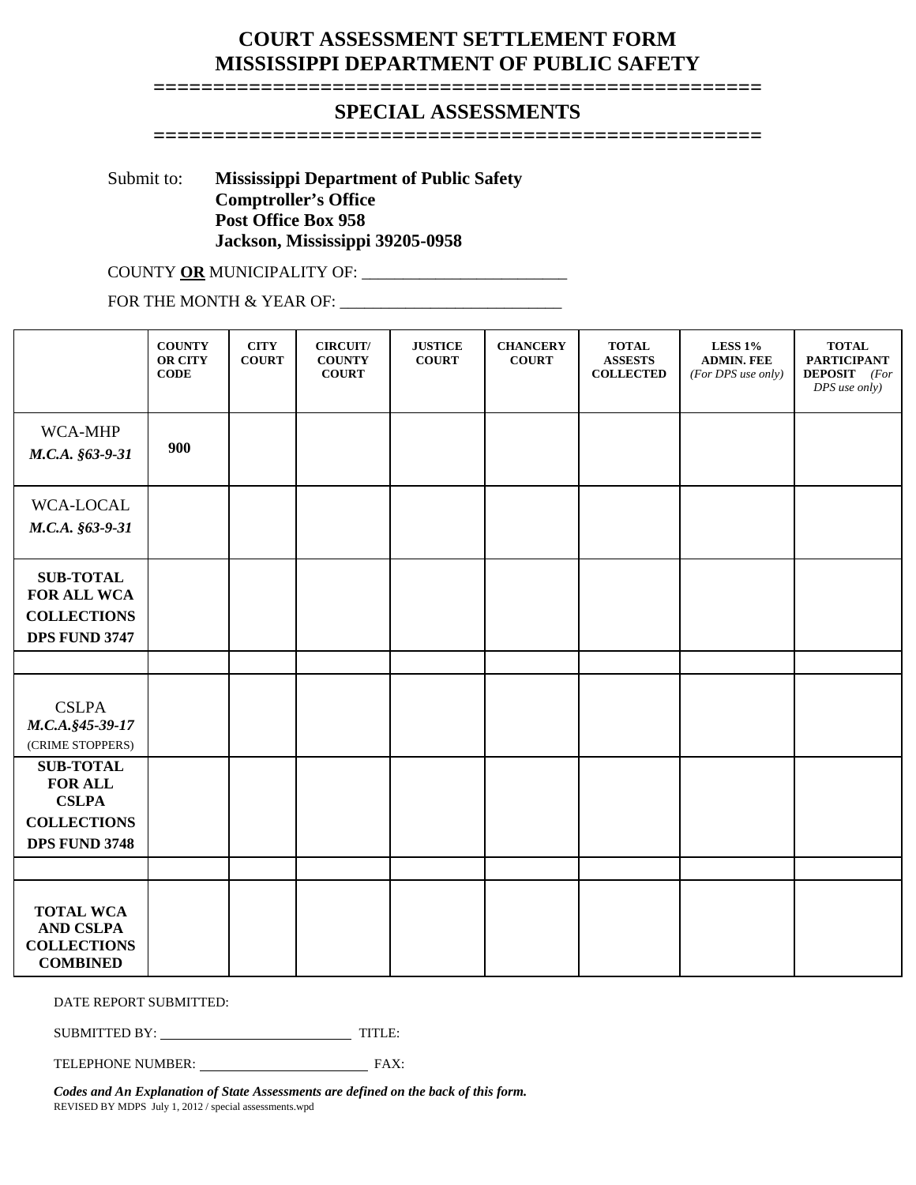# COURT ASSESSMENT SETTLEMENT FORM
# MISSISSIPPI DEPARTMENT OF PUBLIC SAFETY

==================================================

## SPECIAL ASSESSMENTS

==================================================

Submit to: **Mississippi Department of Public Safety**
**Comptroller's Office**
**Post Office Box 958**
**Jackson, Mississippi 39205-0958**

COUNTY **OR** MUNICIPALITY OF: ________________________

FOR THE MONTH & YEAR OF: __________________________

| | **COUNTY OR CITY CODE** | **CITY COURT** | **CIRCUIT/ COUNTY COURT** | **JUSTICE COURT** | **CHANCERY COURT** | **TOTAL ASSESTS COLLECTED** | **LESS 1% ADMIN. FEE** *(For DPS use only)* | **TOTAL PARTICIPANT DEPOSIT** *(For DPS use only)* |
|---|---|---|---|---|---|---|---|---|
| WCA-MHP *M.C.A. §63-9-31* | **900** | | | | | | | |
| WCA-LOCAL *M.C.A. §63-9-31* | | | | | | | | |
| **SUB-TOTAL FOR ALL WCA COLLECTIONS DPS FUND 3747** | | | | | | | | |
| | | | | | | | | |
| CSLPA *M.C.A.§45-39-17* (CRIME STOPPERS) | | | | | | | | |
| **SUB-TOTAL FOR ALL CSLPA COLLECTIONS DPS FUND 3748** | | | | | | | | |
| | | | | | | | | |
| **TOTAL WCA AND CSLPA COLLECTIONS COMBINED** | | | | | | | | |

DATE REPORT SUBMITTED:

SUBMITTED BY: ____________________________ TITLE:

TELEPHONE NUMBER: _________________________ FAX:

***Codes and An Explanation of State Assessments are defined on the back of this form.***

REVISED BY MDPS July 1, 2012 / special assessments.wpd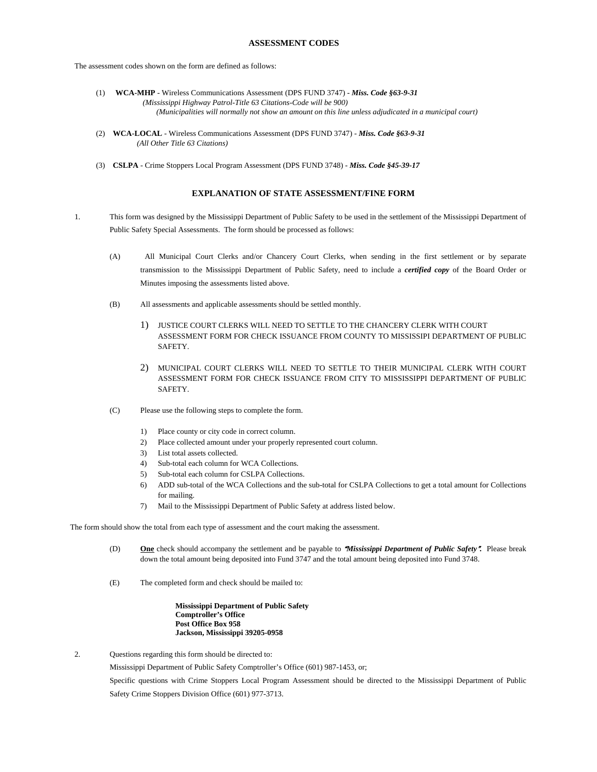## ASSESSMENT CODES

The assessment codes shown on the form are defined as follows:

(1) **WCA-MHP** - Wireless Communications Assessment (DPS FUND 3747) - ***Miss. Code §63-9-31***
*(Mississippi Highway Patrol-Title 63 Citations-Code will be 900)*
*(Municipalities will normally not show an amount on this line unless adjudicated in a municipal court)*

(2) **WCA-LOCAL** - Wireless Communications Assessment (DPS FUND 3747) - ***Miss. Code §63-9-31***
*(All Other Title 63 Citations)*

(3) **CSLPA** - Crime Stoppers Local Program Assessment (DPS FUND 3748) - ***Miss. Code §45-39-17***

## EXPLANATION OF STATE ASSESSMENT/FINE FORM

1. This form was designed by the Mississippi Department of Public Safety to be used in the settlement of the Mississippi Department of Public Safety Special Assessments. The form should be processed as follows:

   (A) All Municipal Court Clerks and/or Chancery Court Clerks, when sending in the first settlement or by separate transmission to the Mississippi Department of Public Safety, need to include a ***certified copy*** of the Board Order or Minutes imposing the assessments listed above.

   (B) All assessments and applicable assessments should be settled monthly.

   1) JUSTICE COURT CLERKS WILL NEED TO SETTLE TO THE CHANCERY CLERK WITH COURT ASSESSMENT FORM FOR CHECK ISSUANCE FROM COUNTY TO MISSISSIPI DEPARTMENT OF PUBLIC SAFETY.

   2) MUNICIPAL COURT CLERKS WILL NEED TO SETTLE TO THEIR MUNICIPAL CLERK WITH COURT ASSESSMENT FORM FOR CHECK ISSUANCE FROM CITY TO MISSISSIPPI DEPARTMENT OF PUBLIC SAFETY.

   (C) Please use the following steps to complete the form.

   1) Place county or city code in correct column.
   2) Place collected amount under your properly represented court column.
   3) List total assets collected.
   4) Sub-total each column for WCA Collections.
   5) Sub-total each column for CSLPA Collections.
   6) ADD sub-total of the WCA Collections and the sub-total for CSLPA Collections to get a total amount for Collections for mailing.
   7) Mail to the Mississippi Department of Public Safety at address listed below.

The form should show the total from each type of assessment and the court making the assessment.

   (D) **One** check should accompany the settlement and be payable to ***"Mississippi Department of Public Safety".*** Please break down the total amount being deposited into Fund 3747 and the total amount being deposited into Fund 3748.

   (E) The completed form and check should be mailed to:

   **Mississippi Department of Public Safety**
   **Comptroller's Office**
   **Post Office Box 958**
   **Jackson, Mississippi 39205-0958**

2. Questions regarding this form should be directed to:
   Mississippi Department of Public Safety Comptroller's Office (601) 987-1453, or;
   Specific questions with Crime Stoppers Local Program Assessment should be directed to the Mississippi Department of Public Safety Crime Stoppers Division Office (601) 977-3713.